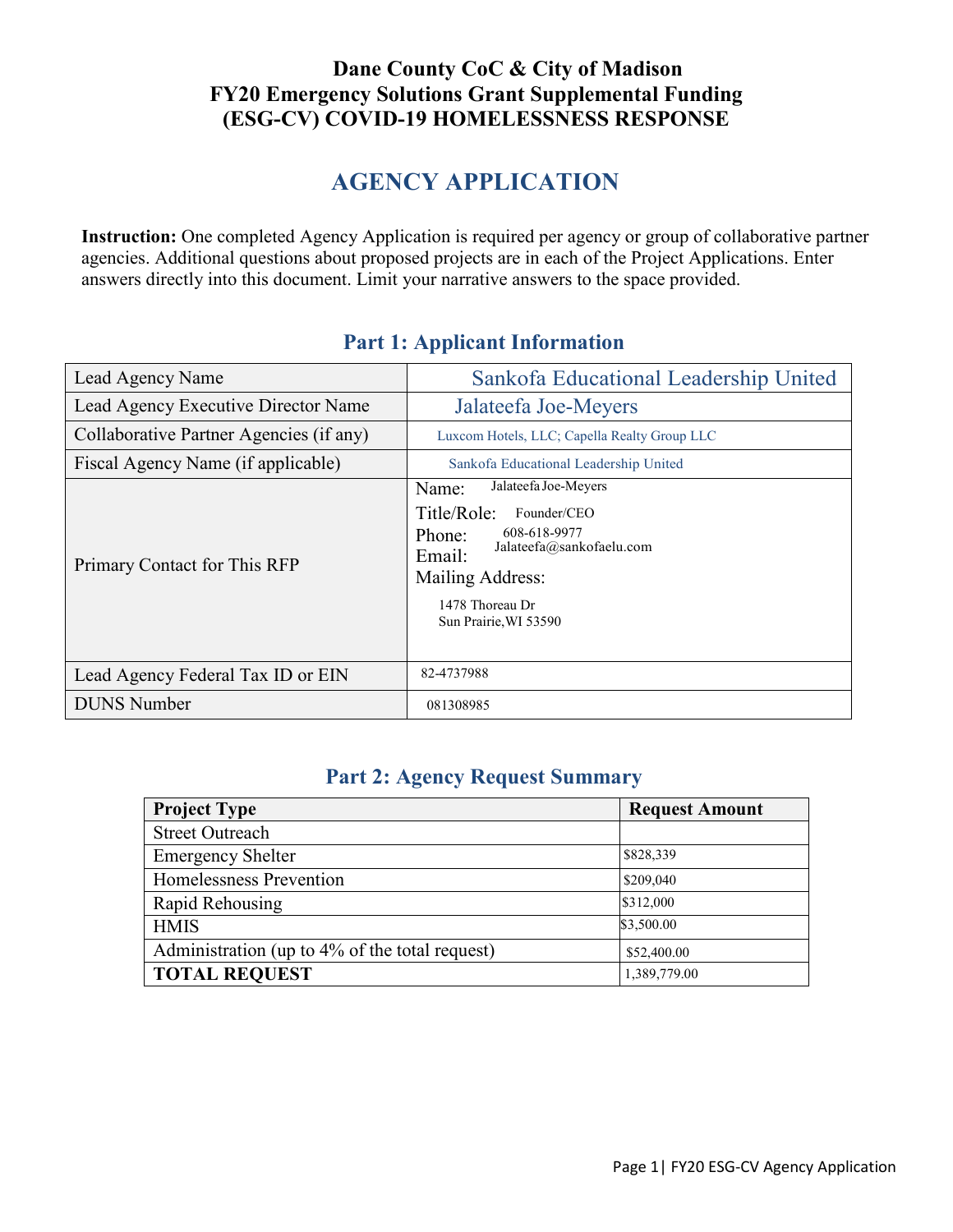# Dane County CoC & City of Madison FY20 Emergency Solutions Grant Supplemental Funding (ESG-CV) COVID-19 HOMELESSNESS RESPONSE

## AGENCY APPLICATION

**Instruction:** One completed Agency Application is required per agency or group of collaborative partner agencies. Additional questions about proposed projects are in each of the Project Applications. Enter answers directly into this document. Limit your narrative answers to the space provided.

## Part 1: Applicant Information

| | |
|---|---|
| Lead Agency Name | Sankofa Educational Leadership United |
| Lead Agency Executive Director Name | Jalateefa Joe-Meyers |
| Collaborative Partner Agencies (if any) | Luxcom Hotels, LLC; Capella Realty Group LLC |
| Fiscal Agency Name (if applicable) | Sankofa Educational Leadership United |
| Primary Contact for This RFP | Name: Jalateefa Joe-Meyers<br>Title/Role: Founder/CEO<br>Phone: 608-618-9977<br>Email: Jalateefa@sankofaelu.com<br>Mailing Address:<br>1478 Thoreau Dr<br>Sun Prairie, WI 53590 |
| Lead Agency Federal Tax ID or EIN | 82-4737988 |
| DUNS Number | 081308985 |

## Part 2: Agency Request Summary

| **Project Type** | **Request Amount** |
|---|---|
| Street Outreach | |
| Emergency Shelter | $828,339 |
| Homelessness Prevention | $209,040 |
| Rapid Rehousing | $312,000 |
| HMIS | $3,500.00 |
| Administration (up to 4% of the total request) | $52,400.00 |
| **TOTAL REQUEST** | 1,389,779.00 |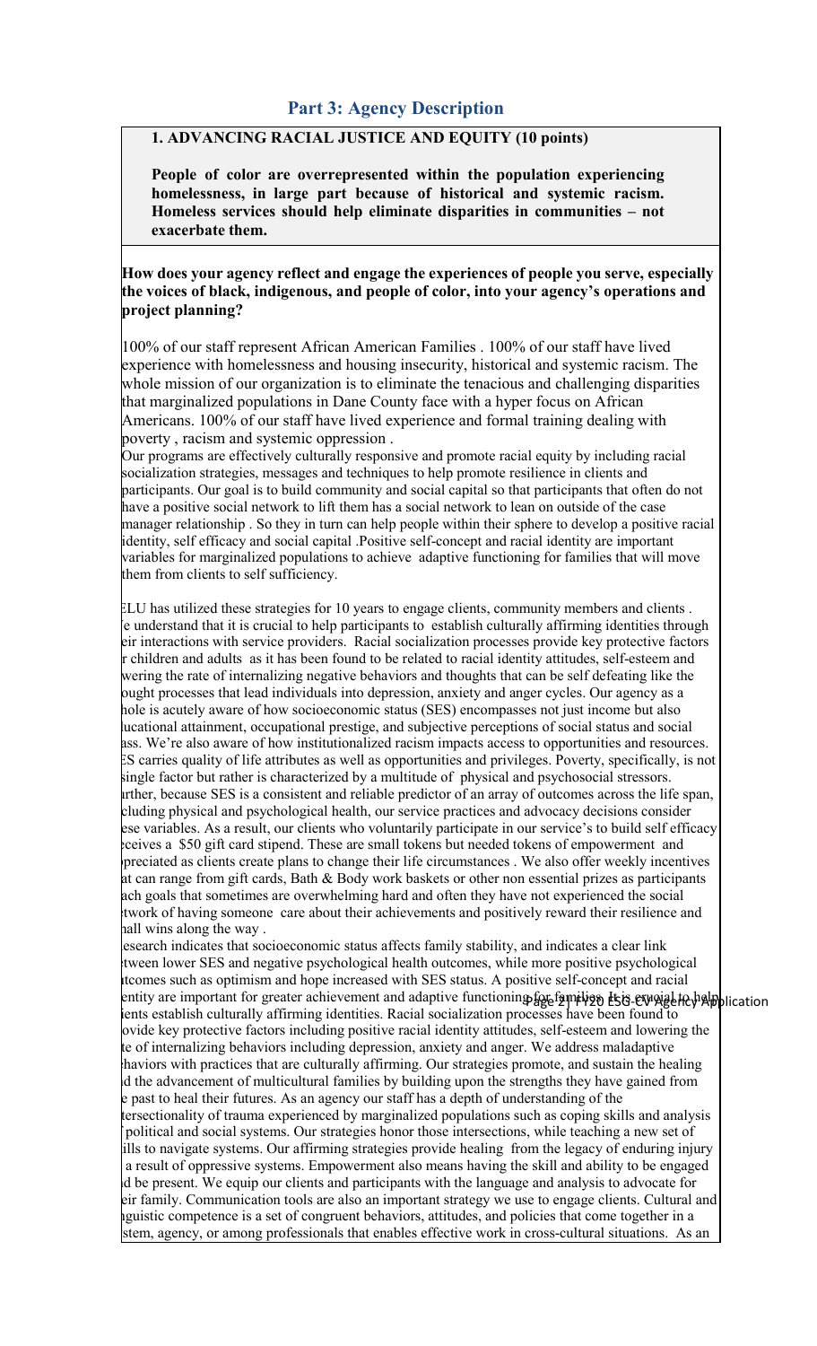## Part 3: Agency Description

**1. ADVANCING RACIAL JUSTICE AND EQUITY (10 points)**

**People of color are overrepresented within the population experiencing homelessness, in large part because of historical and systemic racism. Homeless services should help eliminate disparities in communities – not exacerbate them.**

**How does your agency reflect and engage the experiences of people you serve, especially the voices of black, indigenous, and people of color, into your agency's operations and project planning?**

100% of our staff represent African American Families . 100% of our staff have lived experience with homelessness and housing insecurity, historical and systemic racism. The whole mission of our organization is to eliminate the tenacious and challenging disparities that marginalized populations in Dane County face with a hyper focus on African Americans. 100% of our staff have lived experience and formal training dealing with poverty , racism and systemic oppression .

Our programs are effectively culturally responsive and promote racial equity by including racial socialization strategies, messages and techniques to help promote resilience in clients and participants. Our goal is to build community and social capital so that participants that often do not have a positive social network to lift them has a social network to lean on outside of the case manager relationship . So they in turn can help people within their sphere to develop a positive racial identity, self efficacy and social capital .Positive self-concept and racial identity are important variables for marginalized populations to achieve adaptive functioning for families that will move them from clients to self sufficiency.

ELU has utilized these strategies for 10 years to engage clients, community members and clients . [W]e understand that it is crucial to help participants to establish culturally affirming identities through [th]eir interactions with service providers. Racial socialization processes provide key protective factors [fo]r children and adults as it has been found to be related to racial identity attitudes, self-esteem and [lo]wering the rate of internalizing negative behaviors and thoughts that can be self defeating like the [th]ought processes that lead individuals into depression, anxiety and anger cycles. Our agency as a [w]hole is acutely aware of how socioeconomic status (SES) encompasses not just income but also [ed]ucational attainment, occupational prestige, and subjective perceptions of social status and social [cl]ass. We're also aware of how institutionalized racism impacts access to opportunities and resources. [S]ES carries quality of life attributes as well as opportunities and privileges. Poverty, specifically, is not [a] single factor but rather is characterized by a multitude of physical and psychosocial stressors. [Fu]rther, because SES is a consistent and reliable predictor of an array of outcomes across the life span, [in]cluding physical and psychological health, our service practices and advocacy decisions consider [th]ese variables. As a result, our clients who voluntarily participate in our service's to build self efficacy [re]ceives a $50 gift card stipend. These are small tokens but needed tokens of empowerment and [ap]preciated as clients create plans to change their life circumstances . We also offer weekly incentives [th]at can range from gift cards, Bath & Body work baskets or other non essential prizes as participants [re]ach goals that sometimes are overwhelming hard and often they have not experienced the social [ne]twork of having someone care about their achievements and positively reward their resilience and [sm]all wins along the way .

[R]esearch indicates that socioeconomic status affects family stability, and indicates a clear link [be]tween lower SES and negative psychological health outcomes, while more positive psychological [ou]tcomes such as optimism and hope increased with SES status. A positive self-concept and racial [id]entity are important for greater achievement and adaptive functioning for families. It is crucial to help [cl]ients establish culturally affirming identities. Racial socialization processes have been found to [pr]ovide key protective factors including positive racial identity attitudes, self-esteem and lowering the [ra]te of internalizing behaviors including depression, anxiety and anger. We address maladaptive [be]haviors with practices that are culturally affirming. Our strategies promote, and sustain the healing [an]d the advancement of multicultural families by building upon the strengths they have gained from [th]e past to heal their futures. As an agency our staff has a depth of understanding of the [in]tersectionality of trauma experienced by marginalized populations such as coping skills and analysis [of] political and social systems. Our strategies honor those intersections, while teaching a new set of [sk]ills to navigate systems. Our affirming strategies provide healing from the legacy of enduring injury [as] a result of oppressive systems. Empowerment also means having the skill and ability to be engaged [an]d be present. We equip our clients and participants with the language and analysis to advocate for [th]eir family. Communication tools are also an important strategy we use to engage clients. Cultural and [li]nguistic competence is a set of congruent behaviors, attitudes, and policies that come together in a [sy]stem, agency, or among professionals that enables effective work in cross-cultural situations. As an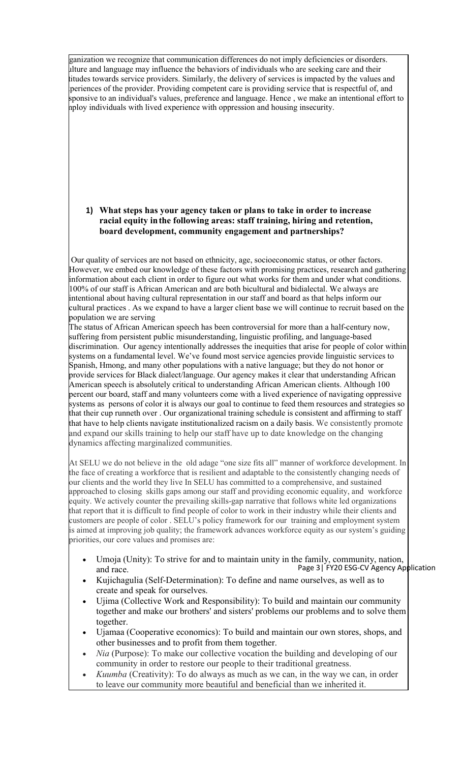ganization we recognize that communication differences do not imply deficiencies or disorders. ılture and language may influence the behaviors of individuals who are seeking care and their titudes towards service providers. Similarly, the delivery of services is impacted by the values and periences of the provider. Providing competent care is providing service that is respectful of, and sponsive to an individual's values, preference and language. Hence , we make an intentional effort to nploy individuals with lived experience with oppression and housing insecurity.

1) **What steps has your agency taken or plans to take in order to increase racial equity in the following areas: staff training, hiring and retention, board development, community engagement and partnerships?**

Our quality of services are not based on ethnicity, age, socioeconomic status, or other factors. However, we embed our knowledge of these factors with promising practices, research and gathering information about each client in order to figure out what works for them and under what conditions. 100% of our staff is African American and are both bicultural and bidialectal. We always are intentional about having cultural representation in our staff and board as that helps inform our cultural practices . As we expand to have a larger client base we will continue to recruit based on the population we are serving

The status of African American speech has been controversial for more than a half-century now, suffering from persistent public misunderstanding, linguistic profiling, and language-based discrimination. Our agency intentionally addresses the inequities that arise for people of color within systems on a fundamental level. We've found most service agencies provide linguistic services to Spanish, Hmong, and many other populations with a native language; but they do not honor or provide services for Black dialect/language. Our agency makes it clear that understanding African American speech is absolutely critical to understanding African American clients. Although 100 percent our board, staff and many volunteers come with a lived experience of navigating oppressive systems as persons of color it is always our goal to continue to feed them resources and strategies so that their cup runneth over . Our organizational training schedule is consistent and affirming to staff that have to help clients navigate institutionalized racism on a daily basis. We consistently promote and expand our skills training to help our staff have up to date knowledge on the changing dynamics affecting marginalized communities.

At SELU we do not believe in the old adage "one size fits all" manner of workforce development. In the face of creating a workforce that is resilient and adaptable to the consistently changing needs of our clients and the world they live In SELU has committed to a comprehensive, and sustained approached to closing skills gaps among our staff and providing economic equality, and workforce equity. We actively counter the prevailing skills-gap narrative that follows white led organizations that report that it is difficult to find people of color to work in their industry while their clients and customers are people of color . SELU's policy framework for our training and employment system is aimed at improving job quality; the framework advances workforce equity as our system's guiding priorities, our core values and promises are:

- Umoja (Unity): To strive for and to maintain unity in the family, community, nation, and race.
- Kujichagulia (Self-Determination): To define and name ourselves, as well as to create and speak for ourselves.
- Ujima (Collective Work and Responsibility): To build and maintain our community together and make our brothers' and sisters' problems our problems and to solve them together.
- Ujamaa (Cooperative economics): To build and maintain our own stores, shops, and other businesses and to profit from them together.
- *Nia* (Purpose): To make our collective vocation the building and developing of our community in order to restore our people to their traditional greatness.
- *Kuumba* (Creativity): To do always as much as we can, in the way we can, in order to leave our community more beautiful and beneficial than we inherited it.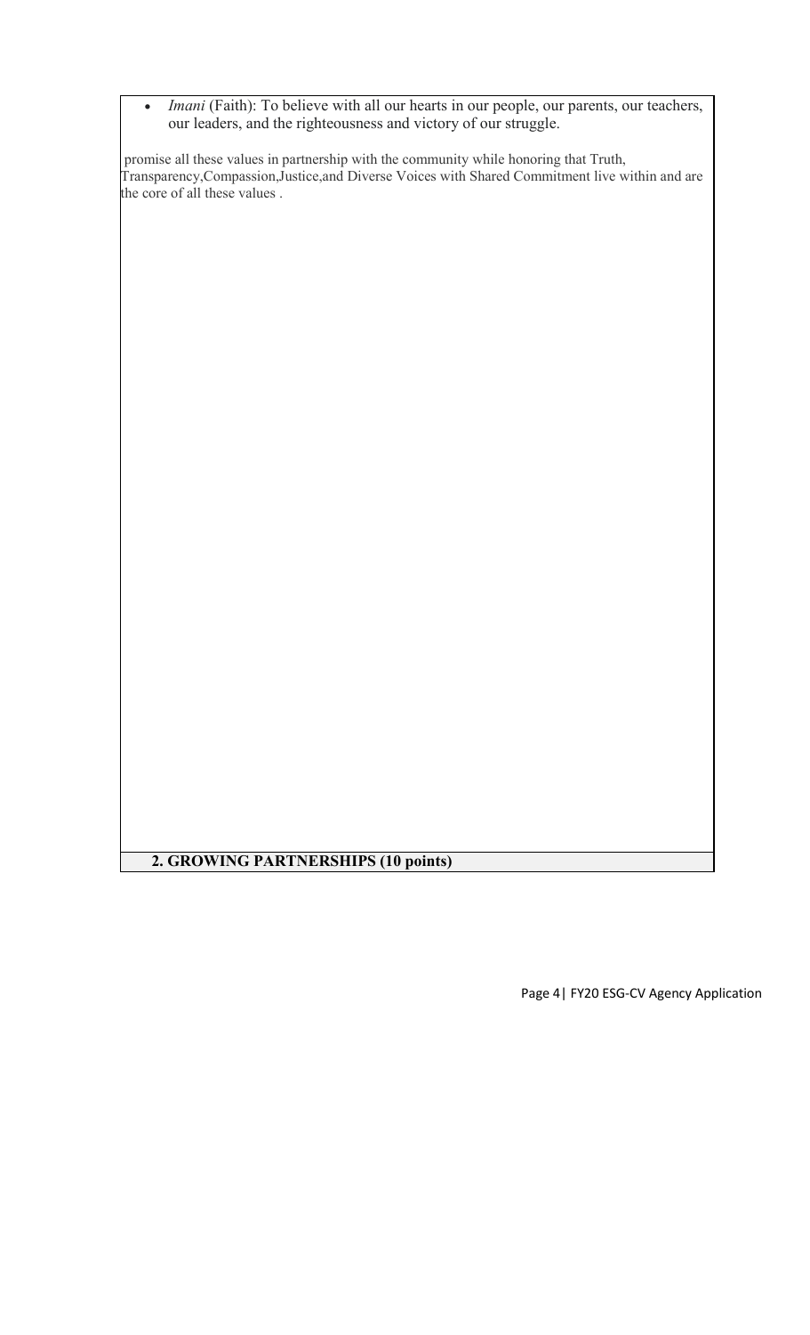- *Imani* (Faith): To believe with all our hearts in our people, our parents, our teachers, our leaders, and the righteousness and victory of our struggle.

promise all these values in partnership with the community while honoring that Truth, Transparency,Compassion,Justice,and Diverse Voices with Shared Commitment live within and are the core of all these values .

**2. GROWING PARTNERSHIPS (10 points)**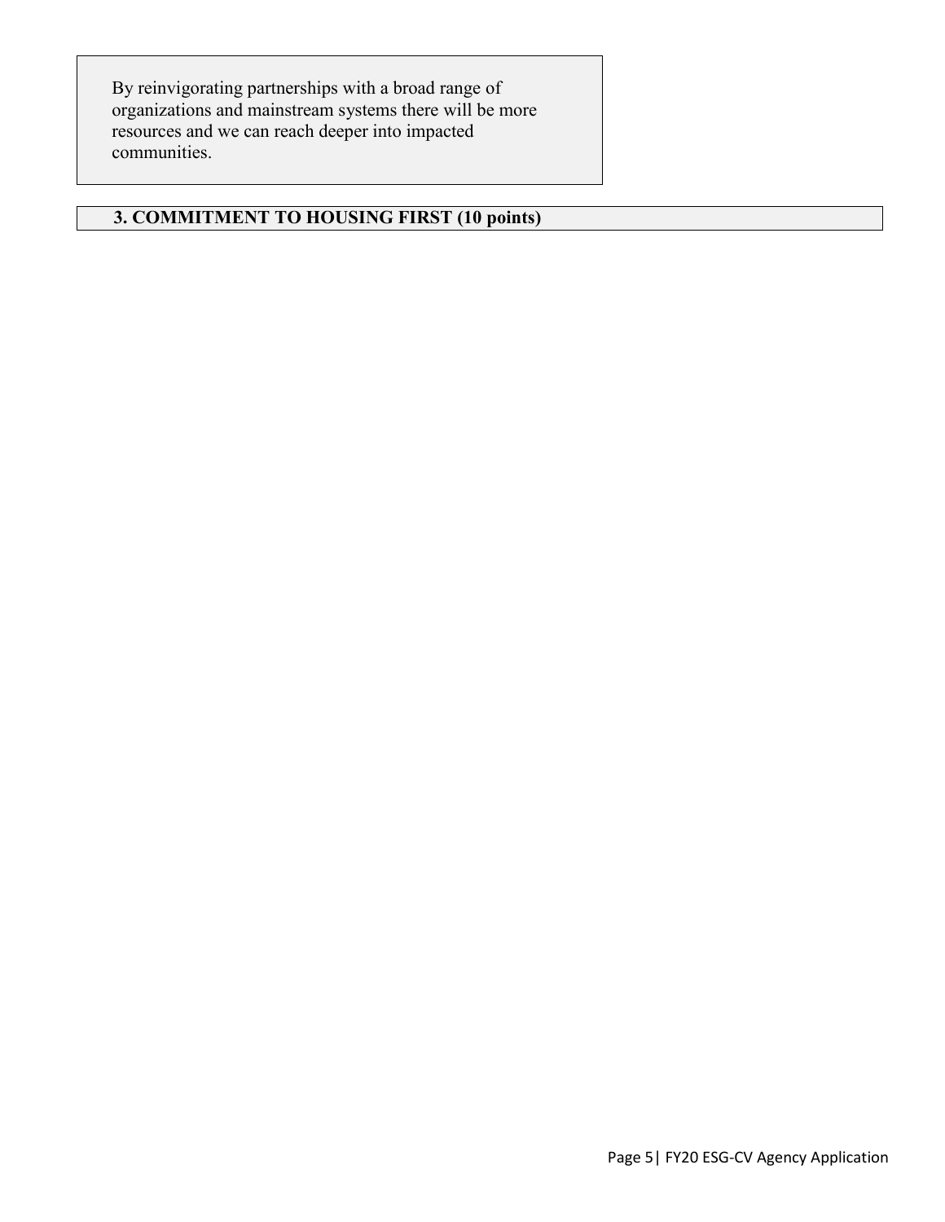By reinvigorating partnerships with a broad range of organizations and mainstream systems there will be more resources and we can reach deeper into impacted communities.

## 3. COMMITMENT TO HOUSING FIRST (10 points)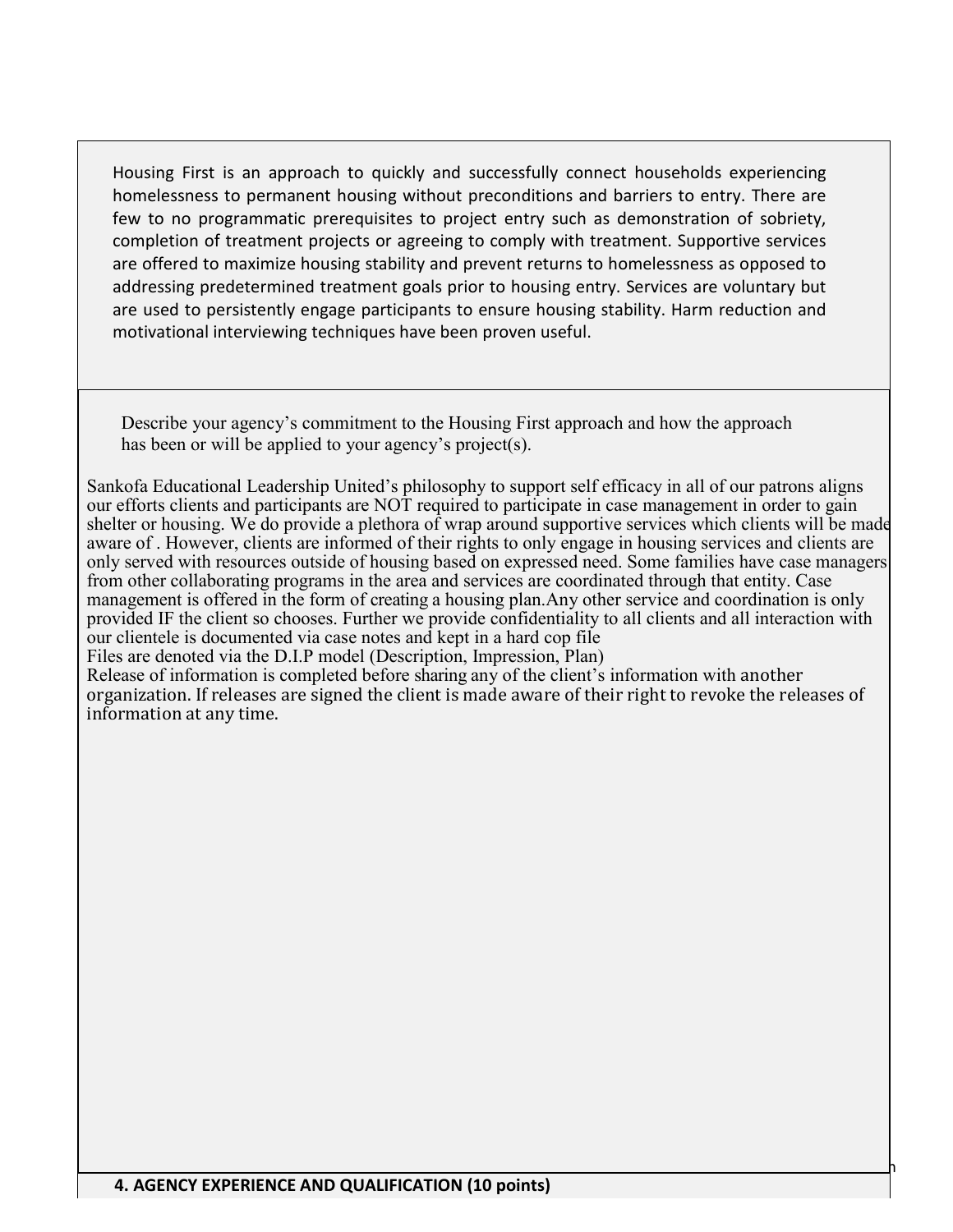Housing First is an approach to quickly and successfully connect households experiencing homelessness to permanent housing without preconditions and barriers to entry. There are few to no programmatic prerequisites to project entry such as demonstration of sobriety, completion of treatment projects or agreeing to comply with treatment. Supportive services are offered to maximize housing stability and prevent returns to homelessness as opposed to addressing predetermined treatment goals prior to housing entry. Services are voluntary but are used to persistently engage participants to ensure housing stability. Harm reduction and motivational interviewing techniques have been proven useful.

Describe your agency's commitment to the Housing First approach and how the approach has been or will be applied to your agency's project(s).

Sankofa Educational Leadership United's philosophy to support self efficacy in all of our patrons aligns our efforts clients and participants are NOT required to participate in case management in order to gain shelter or housing. We do provide a plethora of wrap around supportive services which clients will be made aware of . However, clients are informed of their rights to only engage in housing services and clients are only served with resources outside of housing based on expressed need. Some families have case managers from other collaborating programs in the area and services are coordinated through that entity. Case management is offered in the form of creating a housing plan.Any other service and coordination is only provided IF the client so chooses. Further we provide confidentiality to all clients and all interaction with our clientele is documented via case notes and kept in a hard cop file
Files are denoted via the D.I.P model (Description, Impression, Plan)
Release of information is completed before sharing any of the client's information with another organization. If releases are signed the client is made aware of their right to revoke the releases of information at any time.

## 4. AGENCY EXPERIENCE AND QUALIFICATION (10 points)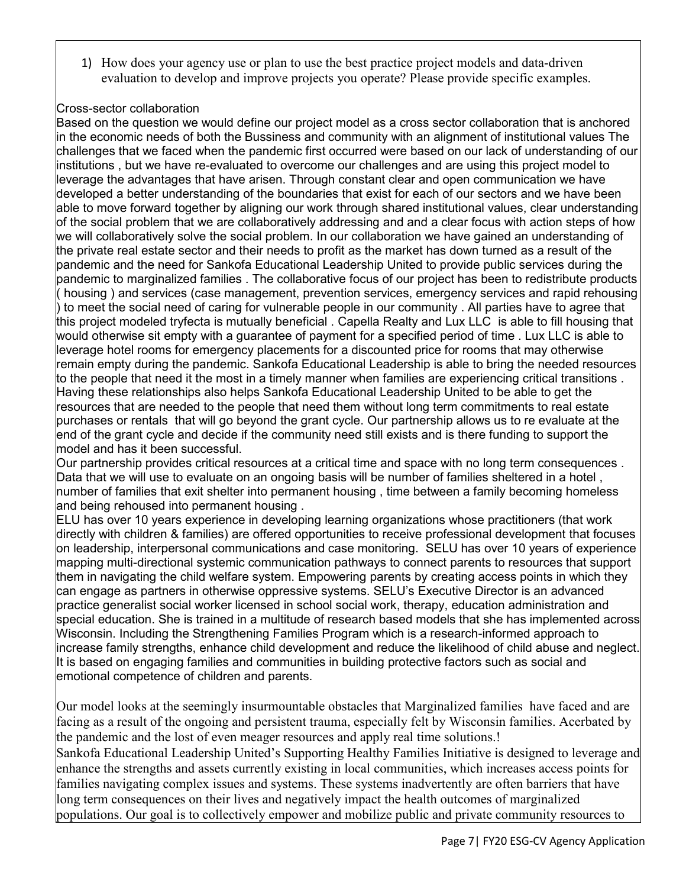1) How does your agency use or plan to use the best practice project models and data-driven evaluation to develop and improve projects you operate? Please provide specific examples.

Cross-sector collaboration

Based on the question we would define our project model as a cross sector collaboration that is anchored in the economic needs of both the Bussiness and community with an alignment of institutional values The challenges that we faced when the pandemic first occurred were based on our lack of understanding of our institutions , but we have re-evaluated to overcome our challenges and are using this project model to leverage the advantages that have arisen. Through constant clear and open communication we have developed a better understanding of the boundaries that exist for each of our sectors and we have been able to move forward together by aligning our work through shared institutional values, clear understanding of the social problem that we are collaboratively addressing and and a clear focus with action steps of how we will collaboratively solve the social problem. In our collaboration we have gained an understanding of the private real estate sector and their needs to profit as the market has down turned as a result of the pandemic and the need for Sankofa Educational Leadership United to provide public services during the pandemic to marginalized families . The collaborative focus of our project has been to redistribute products ( housing ) and services (case management, prevention services, emergency services and rapid rehousing ) to meet the social need of caring for vulnerable people in our community . All parties have to agree that this project modeled tryfecta is mutually beneficial . Capella Realty and Lux LLC is able to fill housing that would otherwise sit empty with a guarantee of payment for a specified period of time . Lux LLC is able to leverage hotel rooms for emergency placements for a discounted price for rooms that may otherwise remain empty during the pandemic. Sankofa Educational Leadership is able to bring the needed resources to the people that need it the most in a timely manner when families are experiencing critical transitions . Having these relationships also helps Sankofa Educational Leadership United to be able to get the resources that are needed to the people that need them without long term commitments to real estate purchases or rentals that will go beyond the grant cycle. Our partnership allows us to re evaluate at the end of the grant cycle and decide if the community need still exists and is there funding to support the model and has it been successful.

Our partnership provides critical resources at a critical time and space with no long term consequences . Data that we will use to evaluate on an ongoing basis will be number of families sheltered in a hotel , number of families that exit shelter into permanent housing , time between a family becoming homeless and being rehoused into permanent housing .

ELU has over 10 years experience in developing learning organizations whose practitioners (that work directly with children & families) are offered opportunities to receive professional development that focuses on leadership, interpersonal communications and case monitoring. SELU has over 10 years of experience mapping multi-directional systemic communication pathways to connect parents to resources that support them in navigating the child welfare system. Empowering parents by creating access points in which they can engage as partners in otherwise oppressive systems. SELU's Executive Director is an advanced practice generalist social worker licensed in school social work, therapy, education administration and special education. She is trained in a multitude of research based models that she has implemented across Wisconsin. Including the Strengthening Families Program which is a research-informed approach to increase family strengths, enhance child development and reduce the likelihood of child abuse and neglect. It is based on engaging families and communities in building protective factors such as social and emotional competence of children and parents.

Our model looks at the seemingly insurmountable obstacles that Marginalized families have faced and are facing as a result of the ongoing and persistent trauma, especially felt by Wisconsin families. Acerbated by the pandemic and the lost of even meager resources and apply real time solutions.!

Sankofa Educational Leadership United's Supporting Healthy Families Initiative is designed to leverage and enhance the strengths and assets currently existing in local communities, which increases access points for families navigating complex issues and systems. These systems inadvertently are often barriers that have long term consequences on their lives and negatively impact the health outcomes of marginalized populations. Our goal is to collectively empower and mobilize public and private community resources to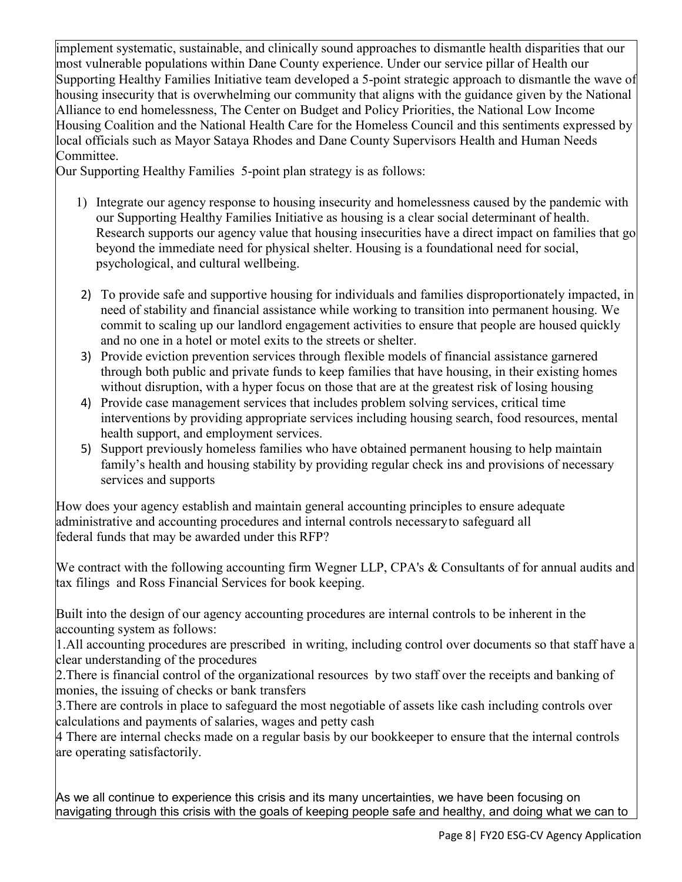implement systematic, sustainable, and clinically sound approaches to dismantle health disparities that our most vulnerable populations within Dane County experience. Under our service pillar of Health our Supporting Healthy Families Initiative team developed a 5-point strategic approach to dismantle the wave of housing insecurity that is overwhelming our community that aligns with the guidance given by the National Alliance to end homelessness, The Center on Budget and Policy Priorities, the National Low Income Housing Coalition and the National Health Care for the Homeless Council and this sentiments expressed by local officials such as Mayor Sataya Rhodes and Dane County Supervisors Health and Human Needs Committee.

Our Supporting Healthy Families 5-point plan strategy is as follows:

1) Integrate our agency response to housing insecurity and homelessness caused by the pandemic with our Supporting Healthy Families Initiative as housing is a clear social determinant of health. Research supports our agency value that housing insecurities have a direct impact on families that go beyond the immediate need for physical shelter. Housing is a foundational need for social, psychological, and cultural wellbeing.
2) To provide safe and supportive housing for individuals and families disproportionately impacted, in need of stability and financial assistance while working to transition into permanent housing. We commit to scaling up our landlord engagement activities to ensure that people are housed quickly and no one in a hotel or motel exits to the streets or shelter.
3) Provide eviction prevention services through flexible models of financial assistance garnered through both public and private funds to keep families that have housing, in their existing homes without disruption, with a hyper focus on those that are at the greatest risk of losing housing
4) Provide case management services that includes problem solving services, critical time interventions by providing appropriate services including housing search, food resources, mental health support, and employment services.
5) Support previously homeless families who have obtained permanent housing to help maintain family's health and housing stability by providing regular check ins and provisions of necessary services and supports

How does your agency establish and maintain general accounting principles to ensure adequate administrative and accounting procedures and internal controls necessary to safeguard all federal funds that may be awarded under this RFP?

We contract with the following accounting firm Wegner LLP, CPA's & Consultants of for annual audits and tax filings and Ross Financial Services for book keeping.

Built into the design of our agency accounting procedures are internal controls to be inherent in the accounting system as follows:

1.All accounting procedures are prescribed in writing, including control over documents so that staff have a clear understanding of the procedures

2.There is financial control of the organizational resources by two staff over the receipts and banking of monies, the issuing of checks or bank transfers

3.There are controls in place to safeguard the most negotiable of assets like cash including controls over calculations and payments of salaries, wages and petty cash

4 There are internal checks made on a regular basis by our bookkeeper to ensure that the internal controls are operating satisfactorily.

As we all continue to experience this crisis and its many uncertainties, we have been focusing on navigating through this crisis with the goals of keeping people safe and healthy, and doing what we can to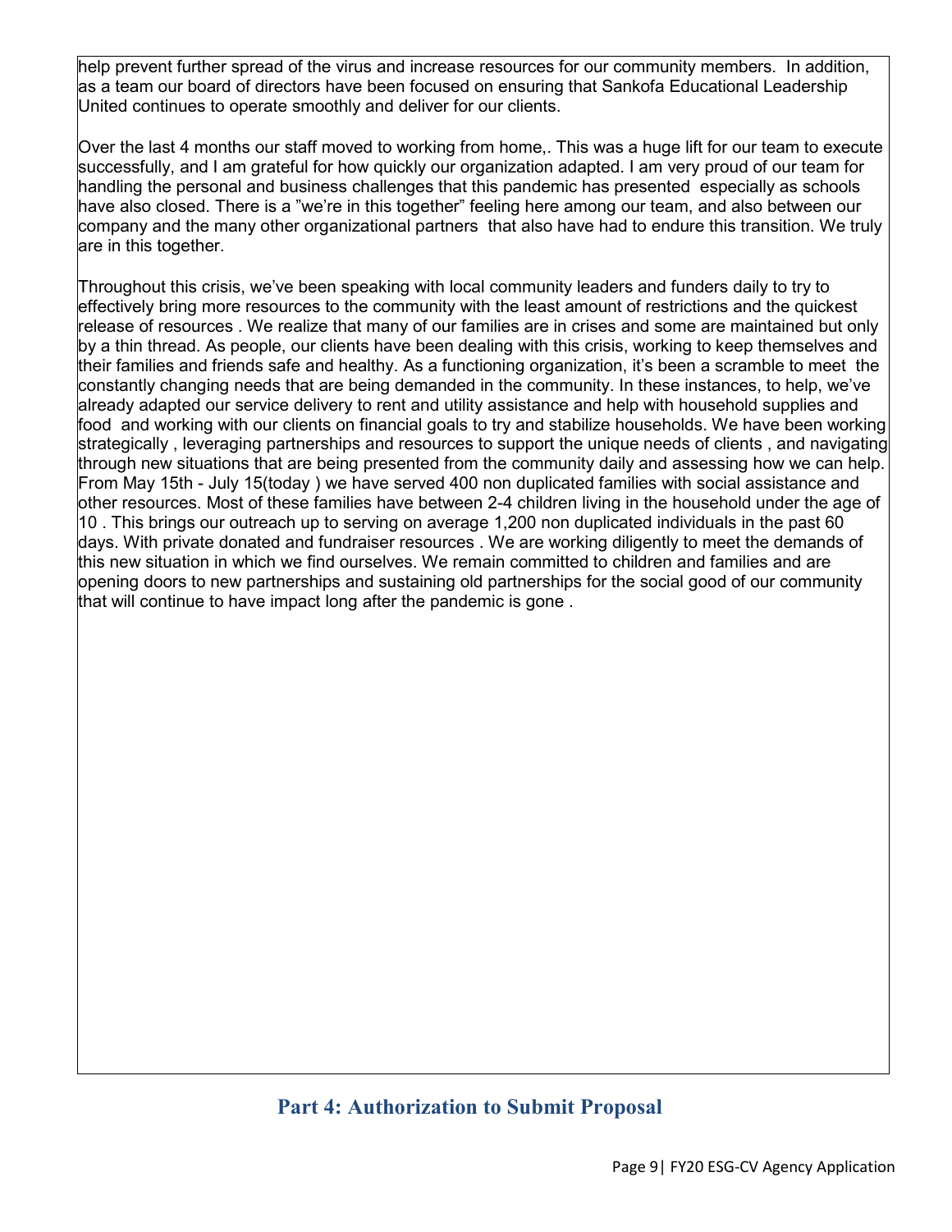help prevent further spread of the virus and increase resources for our community members. In addition, as a team our board of directors have been focused on ensuring that Sankofa Educational Leadership United continues to operate smoothly and deliver for our clients.

Over the last 4 months our staff moved to working from home,. This was a huge lift for our team to execute successfully, and I am grateful for how quickly our organization adapted. I am very proud of our team for handling the personal and business challenges that this pandemic has presented especially as schools have also closed. There is a "we're in this together" feeling here among our team, and also between our company and the many other organizational partners that also have had to endure this transition. We truly are in this together.

Throughout this crisis, we've been speaking with local community leaders and funders daily to try to effectively bring more resources to the community with the least amount of restrictions and the quickest release of resources . We realize that many of our families are in crises and some are maintained but only by a thin thread. As people, our clients have been dealing with this crisis, working to keep themselves and their families and friends safe and healthy. As a functioning organization, it's been a scramble to meet the constantly changing needs that are being demanded in the community. In these instances, to help, we've already adapted our service delivery to rent and utility assistance and help with household supplies and food and working with our clients on financial goals to try and stabilize households. We have been working strategically , leveraging partnerships and resources to support the unique needs of clients , and navigating through new situations that are being presented from the community daily and assessing how we can help. From May 15th - July 15(today ) we have served 400 non duplicated families with social assistance and other resources. Most of these families have between 2-4 children living in the household under the age of 10 . This brings our outreach up to serving on average 1,200 non duplicated individuals in the past 60 days. With private donated and fundraiser resources . We are working diligently to meet the demands of this new situation in which we find ourselves. We remain committed to children and families and are opening doors to new partnerships and sustaining old partnerships for the social good of our community that will continue to have impact long after the pandemic is gone .

## Part 4: Authorization to Submit Proposal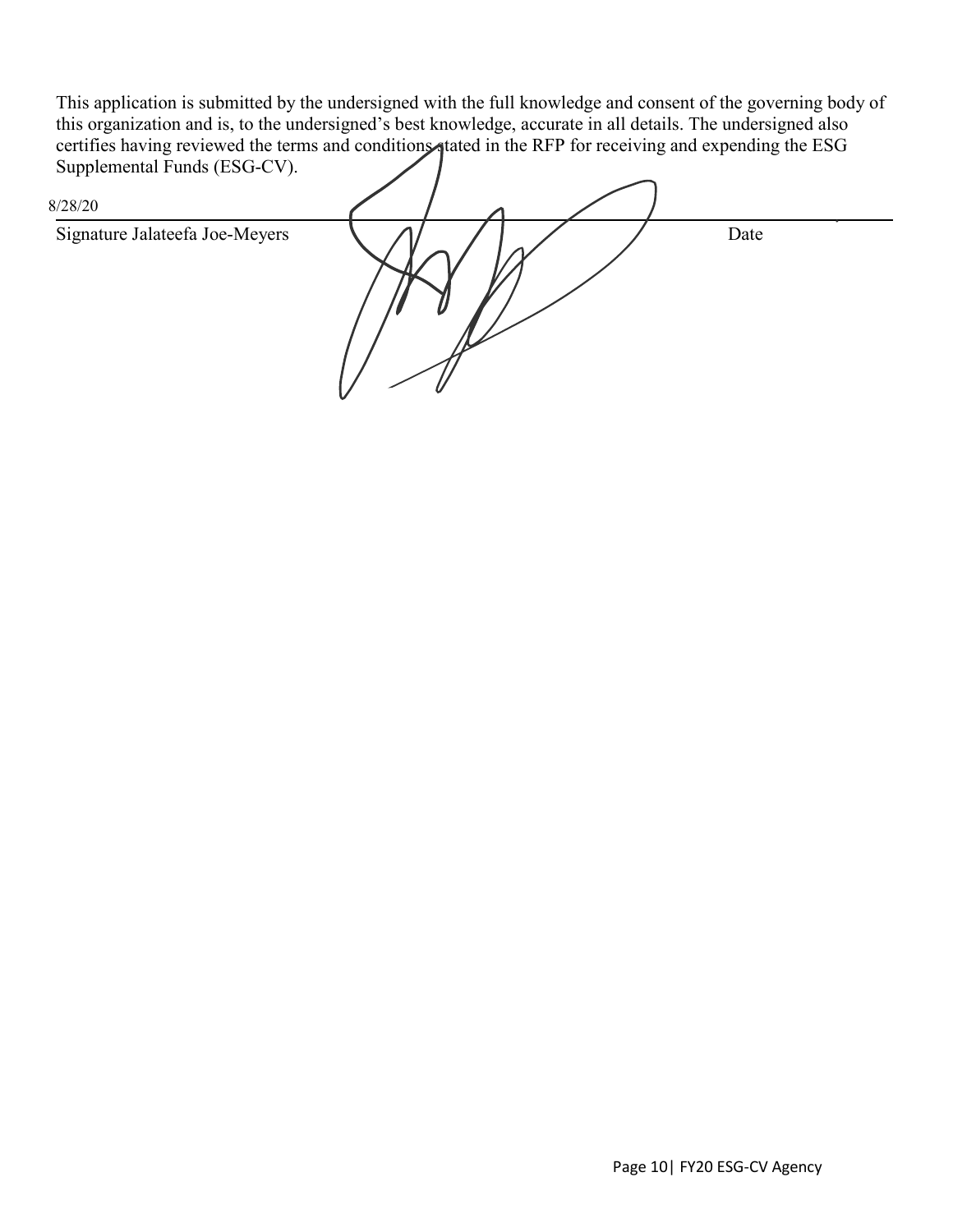This application is submitted by the undersigned with the full knowledge and consent of the governing body of this organization and is, to the undersigned's best knowledge, accurate in all details. The undersigned also certifies having reviewed the terms and conditions stated in the RFP for receiving and expending the ESG Supplemental Funds (ESG-CV).

8/28/20

Signature Jalateefa Joe-Meyers                                                                                    Date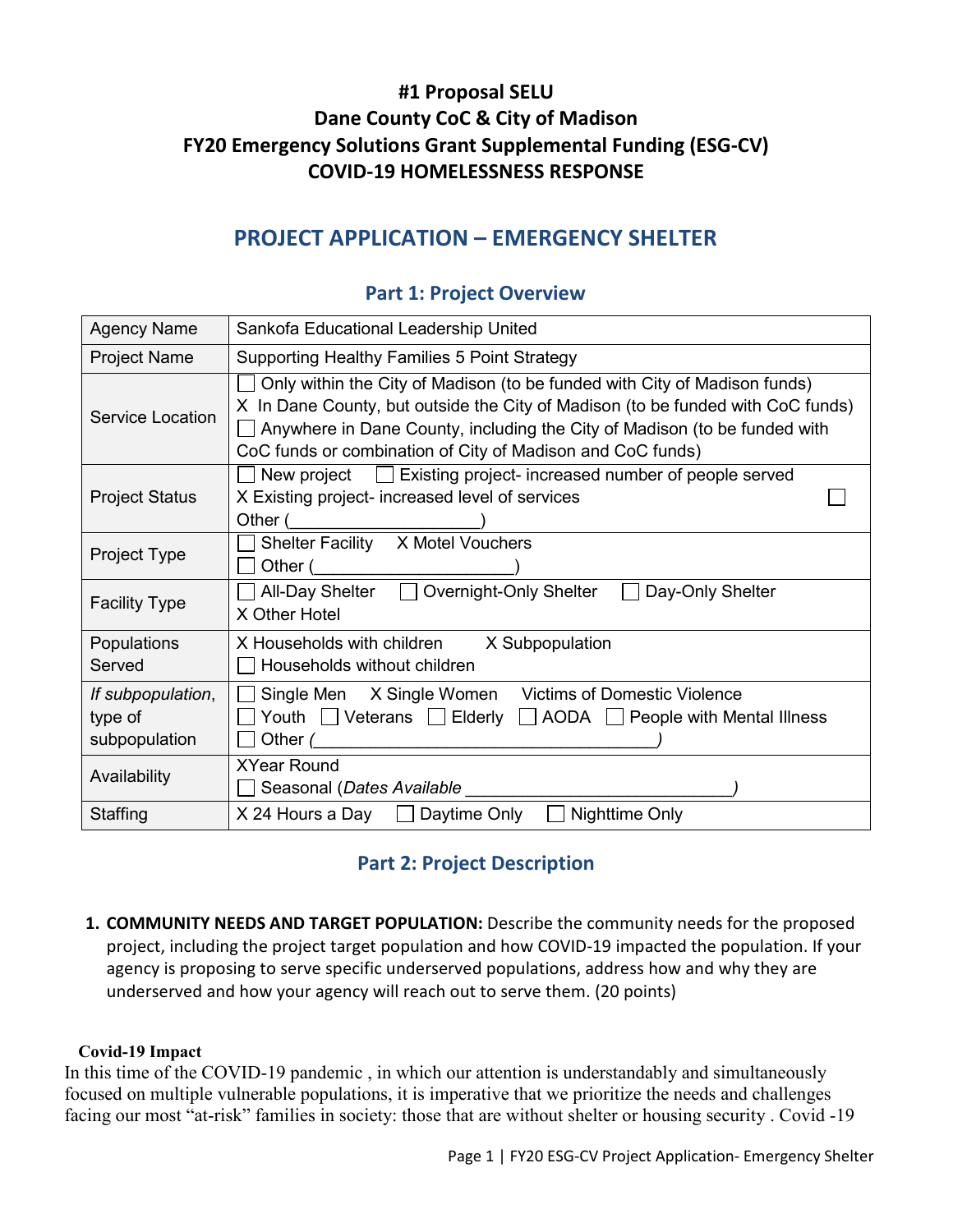# #1 Proposal SELU
# Dane County CoC & City of Madison
# FY20 Emergency Solutions Grant Supplemental Funding (ESG-CV)
# COVID-19 HOMELESSNESS RESPONSE

## PROJECT APPLICATION – EMERGENCY SHELTER

### Part 1: Project Overview

| | |
|---|---|
| Agency Name | Sankofa Educational Leadership United |
| Project Name | Supporting Healthy Families 5 Point Strategy |
| Service Location | ☐ Only within the City of Madison (to be funded with City of Madison funds)<br>X In Dane County, but outside the City of Madison (to be funded with CoC funds)<br>☐ Anywhere in Dane County, including the City of Madison (to be funded with CoC funds or combination of City of Madison and CoC funds) |
| Project Status | ☐ New project ☐ Existing project- increased number of people served<br>X Existing project- increased level of services ☐<br>Other (____________________) |
| Project Type | ☐ Shelter Facility X Motel Vouchers<br>☐ Other (____________________) |
| Facility Type | ☐ All-Day Shelter ☐ Overnight-Only Shelter ☐ Day-Only Shelter<br>X Other Hotel |
| Populations Served | X Households with children X Subpopulation<br>☐ Households without children |
| *If subpopulation*, type of subpopulation | ☐ Single Men X Single Women Victims of Domestic Violence<br>☐ Youth ☐ Veterans ☐ Elderly ☐ AODA ☐ People with Mental Illness<br>☐ Other *(____________________________________)* |
| Availability | XYear Round<br>☐ Seasonal (*Dates Available* ____________________________*)* |
| Staffing | X 24 Hours a Day ☐ Daytime Only ☐ Nighttime Only |

### Part 2: Project Description

1. **COMMUNITY NEEDS AND TARGET POPULATION:** Describe the community needs for the proposed project, including the project target population and how COVID-19 impacted the population. If your agency is proposing to serve specific underserved populations, address how and why they are underserved and how your agency will reach out to serve them. (20 points)

**Covid-19 Impact**

In this time of the COVID-19 pandemic , in which our attention is understandably and simultaneously focused on multiple vulnerable populations, it is imperative that we prioritize the needs and challenges facing our most "at-risk" families in society: those that are without shelter or housing security . Covid -19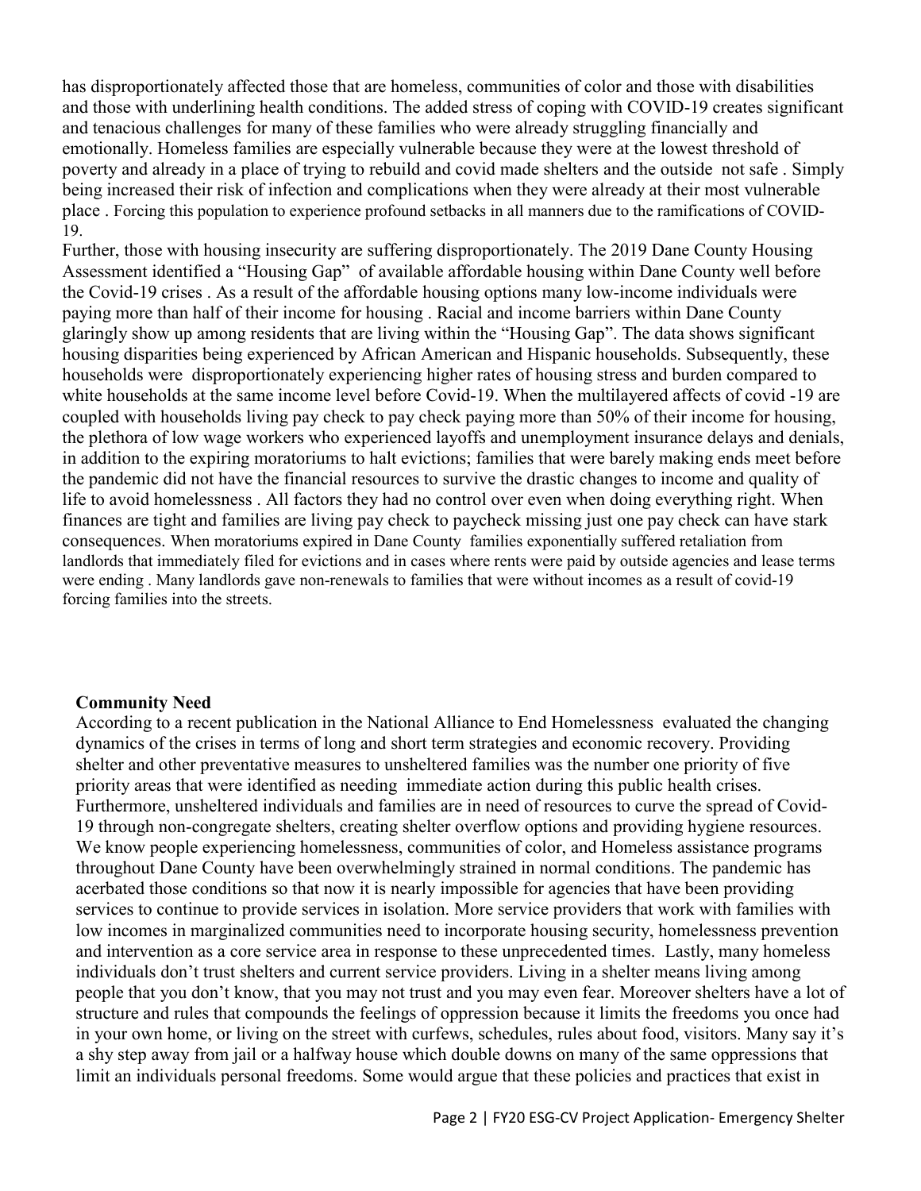has disproportionately affected those that are homeless, communities of color and those with disabilities and those with underlining health conditions. The added stress of coping with COVID-19 creates significant and tenacious challenges for many of these families who were already struggling financially and emotionally. Homeless families are especially vulnerable because they were at the lowest threshold of poverty and already in a place of trying to rebuild and covid made shelters and the outside not safe . Simply being increased their risk of infection and complications when they were already at their most vulnerable place . Forcing this population to experience profound setbacks in all manners due to the ramifications of COVID-19.

Further, those with housing insecurity are suffering disproportionately. The 2019 Dane County Housing Assessment identified a "Housing Gap" of available affordable housing within Dane County well before the Covid-19 crises . As a result of the affordable housing options many low-income individuals were paying more than half of their income for housing . Racial and income barriers within Dane County glaringly show up among residents that are living within the "Housing Gap". The data shows significant housing disparities being experienced by African American and Hispanic households. Subsequently, these households were disproportionately experiencing higher rates of housing stress and burden compared to white households at the same income level before Covid-19. When the multilayered affects of covid -19 are coupled with households living pay check to pay check paying more than 50% of their income for housing, the plethora of low wage workers who experienced layoffs and unemployment insurance delays and denials, in addition to the expiring moratoriums to halt evictions; families that were barely making ends meet before the pandemic did not have the financial resources to survive the drastic changes to income and quality of life to avoid homelessness . All factors they had no control over even when doing everything right. When finances are tight and families are living pay check to paycheck missing just one pay check can have stark consequences. When moratoriums expired in Dane County families exponentially suffered retaliation from landlords that immediately filed for evictions and in cases where rents were paid by outside agencies and lease terms were ending . Many landlords gave non-renewals to families that were without incomes as a result of covid-19 forcing families into the streets.

**Community Need**

According to a recent publication in the National Alliance to End Homelessness evaluated the changing dynamics of the crises in terms of long and short term strategies and economic recovery. Providing shelter and other preventative measures to unsheltered families was the number one priority of five priority areas that were identified as needing immediate action during this public health crises. Furthermore, unsheltered individuals and families are in need of resources to curve the spread of Covid-19 through non-congregate shelters, creating shelter overflow options and providing hygiene resources. We know people experiencing homelessness, communities of color, and Homeless assistance programs throughout Dane County have been overwhelmingly strained in normal conditions. The pandemic has acerbated those conditions so that now it is nearly impossible for agencies that have been providing services to continue to provide services in isolation. More service providers that work with families with low incomes in marginalized communities need to incorporate housing security, homelessness prevention and intervention as a core service area in response to these unprecedented times. Lastly, many homeless individuals don't trust shelters and current service providers. Living in a shelter means living among people that you don't know, that you may not trust and you may even fear. Moreover shelters have a lot of structure and rules that compounds the feelings of oppression because it limits the freedoms you once had in your own home, or living on the street with curfews, schedules, rules about food, visitors. Many say it's a shy step away from jail or a halfway house which double downs on many of the same oppressions that limit an individuals personal freedoms. Some would argue that these policies and practices that exist in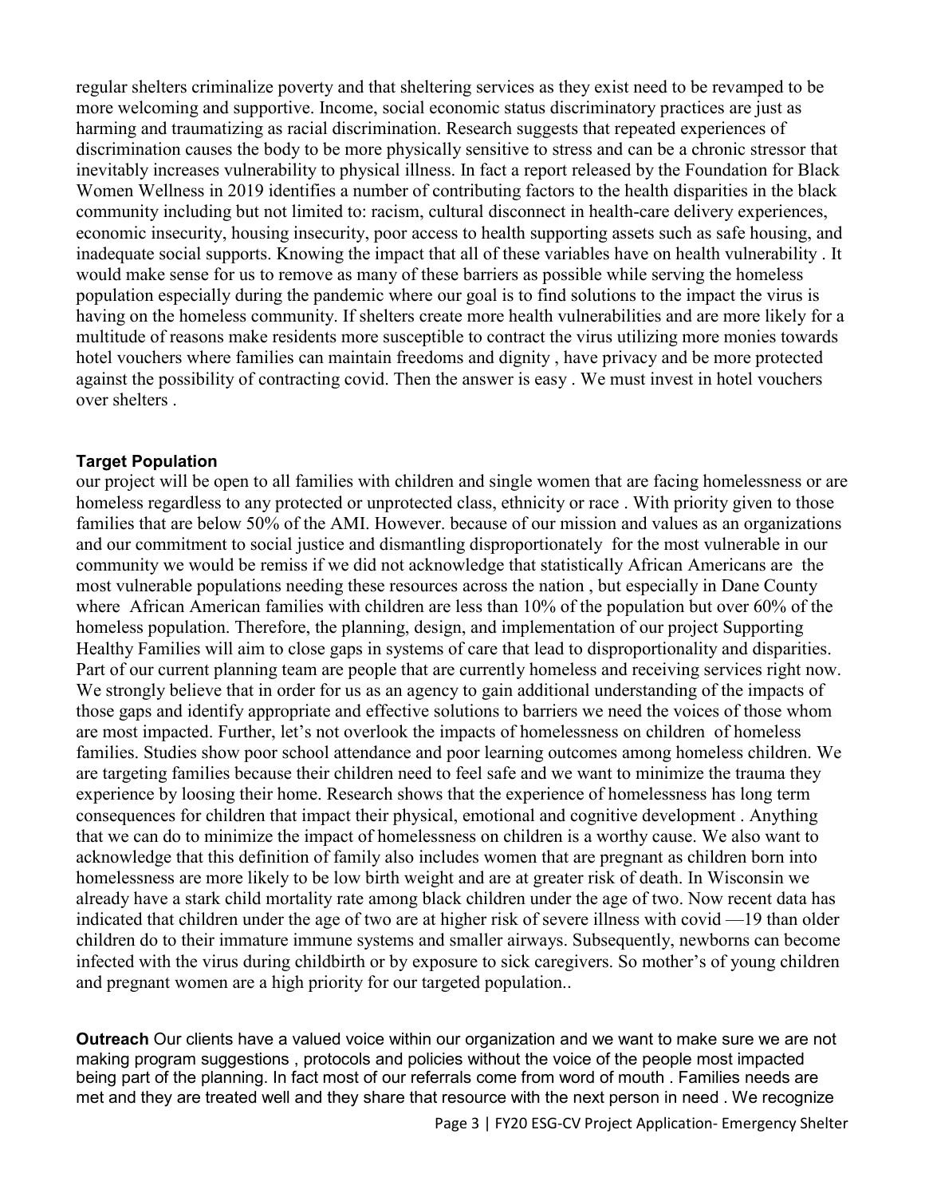regular shelters criminalize poverty and that sheltering services as they exist need to be revamped to be more welcoming and supportive. Income, social economic status discriminatory practices are just as harming and traumatizing as racial discrimination. Research suggests that repeated experiences of discrimination causes the body to be more physically sensitive to stress and can be a chronic stressor that inevitably increases vulnerability to physical illness. In fact a report released by the Foundation for Black Women Wellness in 2019 identifies a number of contributing factors to the health disparities in the black community including but not limited to: racism, cultural disconnect in health-care delivery experiences, economic insecurity, housing insecurity, poor access to health supporting assets such as safe housing, and inadequate social supports. Knowing the impact that all of these variables have on health vulnerability . It would make sense for us to remove as many of these barriers as possible while serving the homeless population especially during the pandemic where our goal is to find solutions to the impact the virus is having on the homeless community. If shelters create more health vulnerabilities and are more likely for a multitude of reasons make residents more susceptible to contract the virus utilizing more monies towards hotel vouchers where families can maintain freedoms and dignity , have privacy and be more protected against the possibility of contracting covid. Then the answer is easy . We must invest in hotel vouchers over shelters .

**Target Population**

our project will be open to all families with children and single women that are facing homelessness or are homeless regardless to any protected or unprotected class, ethnicity or race . With priority given to those families that are below 50% of the AMI. However. because of our mission and values as an organizations and our commitment to social justice and dismantling disproportionately for the most vulnerable in our community we would be remiss if we did not acknowledge that statistically African Americans are the most vulnerable populations needing these resources across the nation , but especially in Dane County where African American families with children are less than 10% of the population but over 60% of the homeless population. Therefore, the planning, design, and implementation of our project Supporting Healthy Families will aim to close gaps in systems of care that lead to disproportionality and disparities. Part of our current planning team are people that are currently homeless and receiving services right now. We strongly believe that in order for us as an agency to gain additional understanding of the impacts of those gaps and identify appropriate and effective solutions to barriers we need the voices of those whom are most impacted. Further, let's not overlook the impacts of homelessness on children of homeless families. Studies show poor school attendance and poor learning outcomes among homeless children. We are targeting families because their children need to feel safe and we want to minimize the trauma they experience by loosing their home. Research shows that the experience of homelessness has long term consequences for children that impact their physical, emotional and cognitive development . Anything that we can do to minimize the impact of homelessness on children is a worthy cause. We also want to acknowledge that this definition of family also includes women that are pregnant as children born into homelessness are more likely to be low birth weight and are at greater risk of death. In Wisconsin we already have a stark child mortality rate among black children under the age of two. Now recent data has indicated that children under the age of two are at higher risk of severe illness with covid —19 than older children do to their immature immune systems and smaller airways. Subsequently, newborns can become infected with the virus during childbirth or by exposure to sick caregivers. So mother's of young children and pregnant women are a high priority for our targeted population..

**Outreach** Our clients have a valued voice within our organization and we want to make sure we are not making program suggestions , protocols and policies without the voice of the people most impacted being part of the planning. In fact most of our referrals come from word of mouth . Families needs are met and they are treated well and they share that resource with the next person in need . We recognize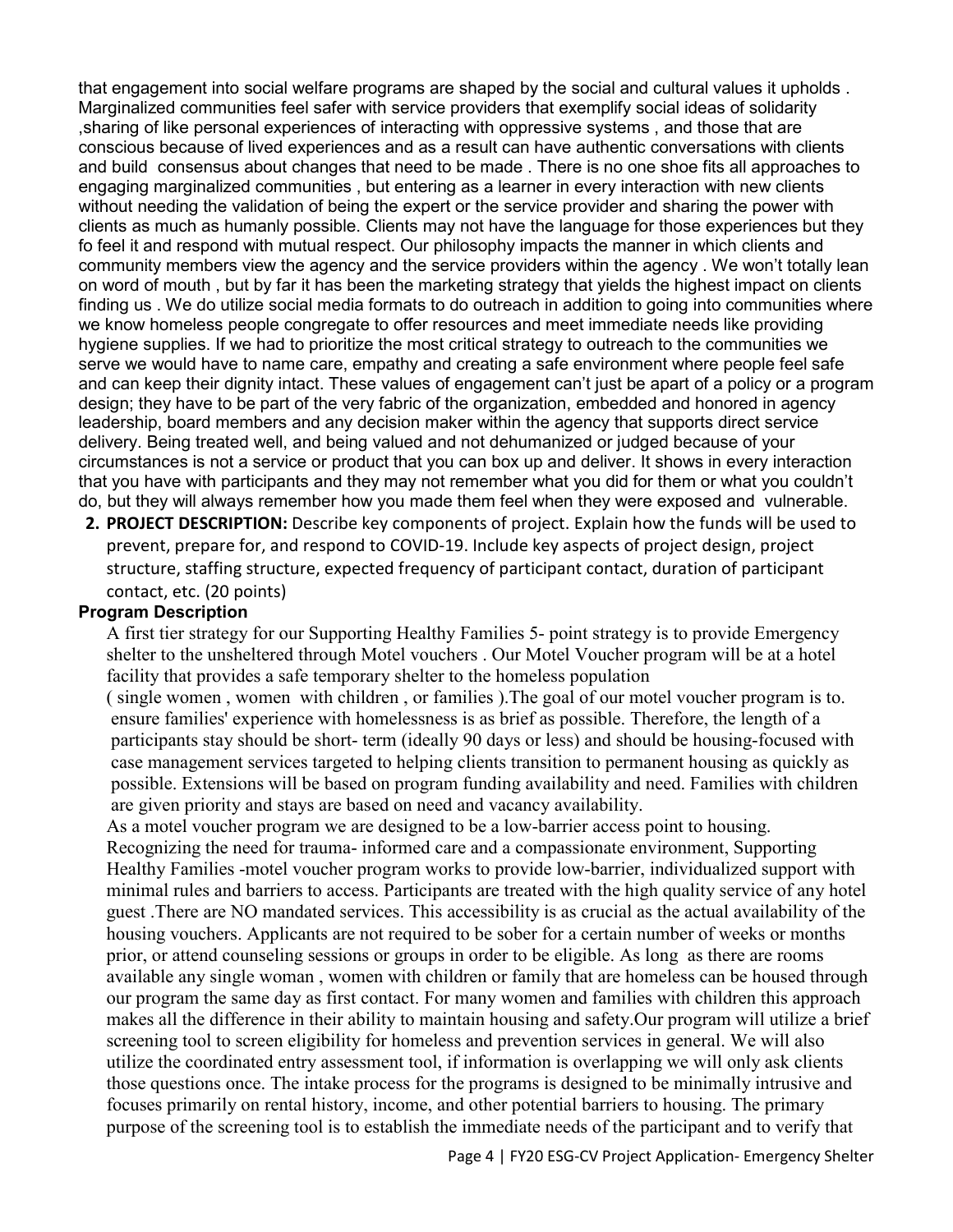that engagement into social welfare programs are shaped by the social and cultural values it upholds . Marginalized communities feel safer with service providers that exemplify social ideas of solidarity ,sharing of like personal experiences of interacting with oppressive systems , and those that are conscious because of lived experiences and as a result can have authentic conversations with clients and build consensus about changes that need to be made . There is no one shoe fits all approaches to engaging marginalized communities , but entering as a learner in every interaction with new clients without needing the validation of being the expert or the service provider and sharing the power with clients as much as humanly possible. Clients may not have the language for those experiences but they fo feel it and respond with mutual respect. Our philosophy impacts the manner in which clients and community members view the agency and the service providers within the agency . We won't totally lean on word of mouth , but by far it has been the marketing strategy that yields the highest impact on clients finding us . We do utilize social media formats to do outreach in addition to going into communities where we know homeless people congregate to offer resources and meet immediate needs like providing hygiene supplies. If we had to prioritize the most critical strategy to outreach to the communities we serve we would have to name care, empathy and creating a safe environment where people feel safe and can keep their dignity intact. These values of engagement can't just be apart of a policy or a program design; they have to be part of the very fabric of the organization, embedded and honored in agency leadership, board members and any decision maker within the agency that supports direct service delivery. Being treated well, and being valued and not dehumanized or judged because of your circumstances is not a service or product that you can box up and deliver. It shows in every interaction that you have with participants and they may not remember what you did for them or what you couldn't do, but they will always remember how you made them feel when they were exposed and vulnerable.

2. **PROJECT DESCRIPTION:** Describe key components of project. Explain how the funds will be used to prevent, prepare for, and respond to COVID-19. Include key aspects of project design, project structure, staffing structure, expected frequency of participant contact, duration of participant contact, etc. (20 points)

**Program Description**

A first tier strategy for our Supporting Healthy Families 5- point strategy is to provide Emergency shelter to the unsheltered through Motel vouchers . Our Motel Voucher program will be at a hotel facility that provides a safe temporary shelter to the homeless population ( single women , women with children , or families ).The goal of our motel voucher program is to. ensure families' experience with homelessness is as brief as possible. Therefore, the length of a participants stay should be short- term (ideally 90 days or less) and should be housing-focused with case management services targeted to helping clients transition to permanent housing as quickly as possible. Extensions will be based on program funding availability and need. Families with children are given priority and stays are based on need and vacancy availability.

As a motel voucher program we are designed to be a low-barrier access point to housing. Recognizing the need for trauma- informed care and a compassionate environment, Supporting Healthy Families -motel voucher program works to provide low-barrier, individualized support with minimal rules and barriers to access. Participants are treated with the high quality service of any hotel guest .There are NO mandated services. This accessibility is as crucial as the actual availability of the housing vouchers. Applicants are not required to be sober for a certain number of weeks or months prior, or attend counseling sessions or groups in order to be eligible. As long as there are rooms available any single woman , women with children or family that are homeless can be housed through our program the same day as first contact. For many women and families with children this approach makes all the difference in their ability to maintain housing and safety.Our program will utilize a brief screening tool to screen eligibility for homeless and prevention services in general. We will also utilize the coordinated entry assessment tool, if information is overlapping we will only ask clients those questions once. The intake process for the programs is designed to be minimally intrusive and focuses primarily on rental history, income, and other potential barriers to housing. The primary purpose of the screening tool is to establish the immediate needs of the participant and to verify that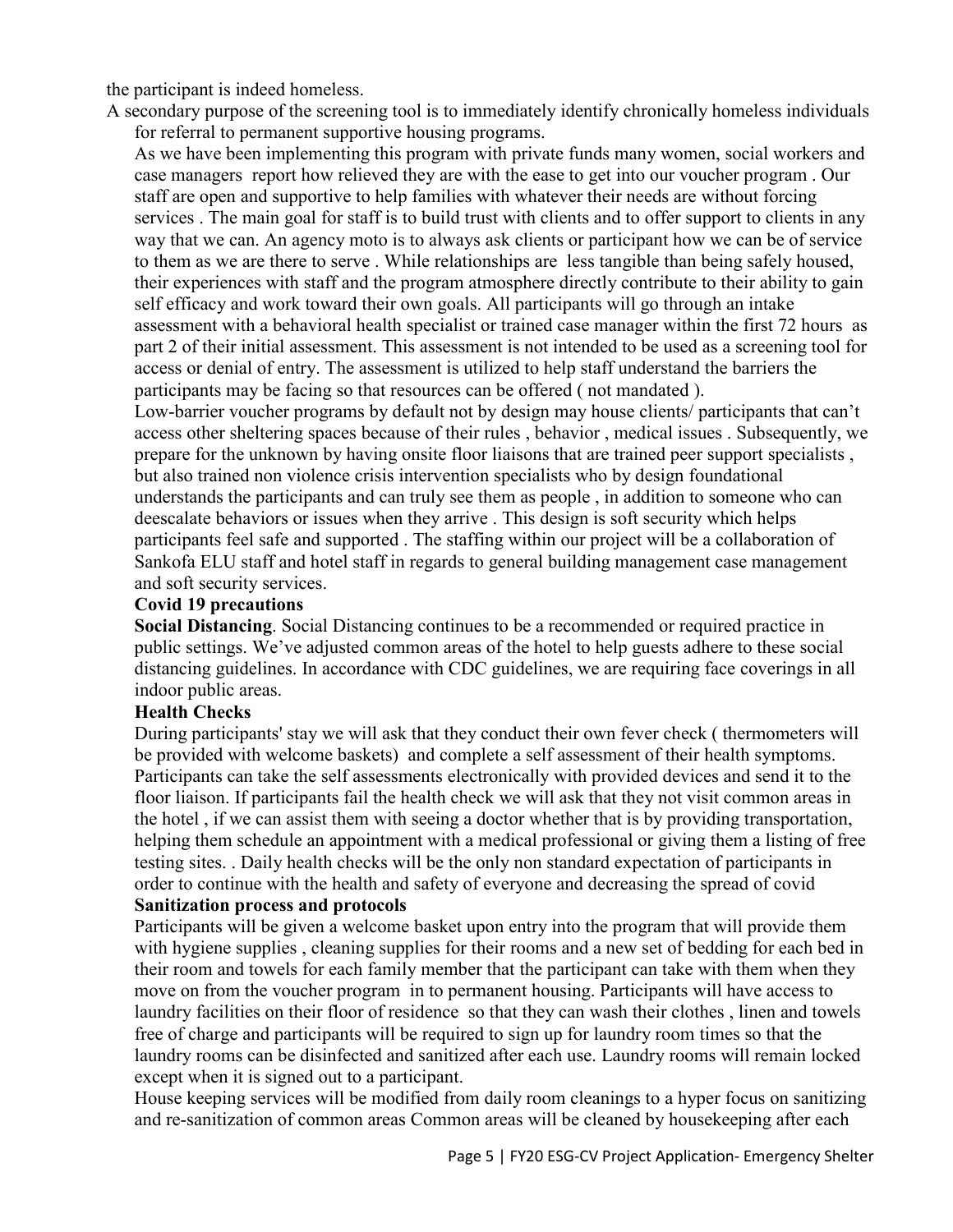the participant is indeed homeless.

A secondary purpose of the screening tool is to immediately identify chronically homeless individuals for referral to permanent supportive housing programs.

As we have been implementing this program with private funds many women, social workers and case managers report how relieved they are with the ease to get into our voucher program . Our staff are open and supportive to help families with whatever their needs are without forcing services . The main goal for staff is to build trust with clients and to offer support to clients in any way that we can. An agency moto is to always ask clients or participant how we can be of service to them as we are there to serve . While relationships are less tangible than being safely housed, their experiences with staff and the program atmosphere directly contribute to their ability to gain self efficacy and work toward their own goals. All participants will go through an intake assessment with a behavioral health specialist or trained case manager within the first 72 hours as part 2 of their initial assessment. This assessment is not intended to be used as a screening tool for access or denial of entry. The assessment is utilized to help staff understand the barriers the participants may be facing so that resources can be offered ( not mandated ).

Low-barrier voucher programs by default not by design may house clients/ participants that can't access other sheltering spaces because of their rules , behavior , medical issues . Subsequently, we prepare for the unknown by having onsite floor liaisons that are trained peer support specialists , but also trained non violence crisis intervention specialists who by design foundational understands the participants and can truly see them as people , in addition to someone who can deescalate behaviors or issues when they arrive . This design is soft security which helps participants feel safe and supported . The staffing within our project will be a collaboration of Sankofa ELU staff and hotel staff in regards to general building management case management and soft security services.

**Covid 19 precautions**

**Social Distancing**. Social Distancing continues to be a recommended or required practice in public settings. We've adjusted common areas of the hotel to help guests adhere to these social distancing guidelines. In accordance with CDC guidelines, we are requiring face coverings in all indoor public areas.

**Health Checks**

During participants' stay we will ask that they conduct their own fever check ( thermometers will be provided with welcome baskets) and complete a self assessment of their health symptoms. Participants can take the self assessments electronically with provided devices and send it to the floor liaison. If participants fail the health check we will ask that they not visit common areas in the hotel , if we can assist them with seeing a doctor whether that is by providing transportation, helping them schedule an appointment with a medical professional or giving them a listing of free testing sites. . Daily health checks will be the only non standard expectation of participants in order to continue with the health and safety of everyone and decreasing the spread of covid

**Sanitization process and protocols**

Participants will be given a welcome basket upon entry into the program that will provide them with hygiene supplies , cleaning supplies for their rooms and a new set of bedding for each bed in their room and towels for each family member that the participant can take with them when they move on from the voucher program in to permanent housing. Participants will have access to laundry facilities on their floor of residence so that they can wash their clothes , linen and towels free of charge and participants will be required to sign up for laundry room times so that the laundry rooms can be disinfected and sanitized after each use. Laundry rooms will remain locked except when it is signed out to a participant.

House keeping services will be modified from daily room cleanings to a hyper focus on sanitizing and re-sanitization of common areas Common areas will be cleaned by housekeeping after each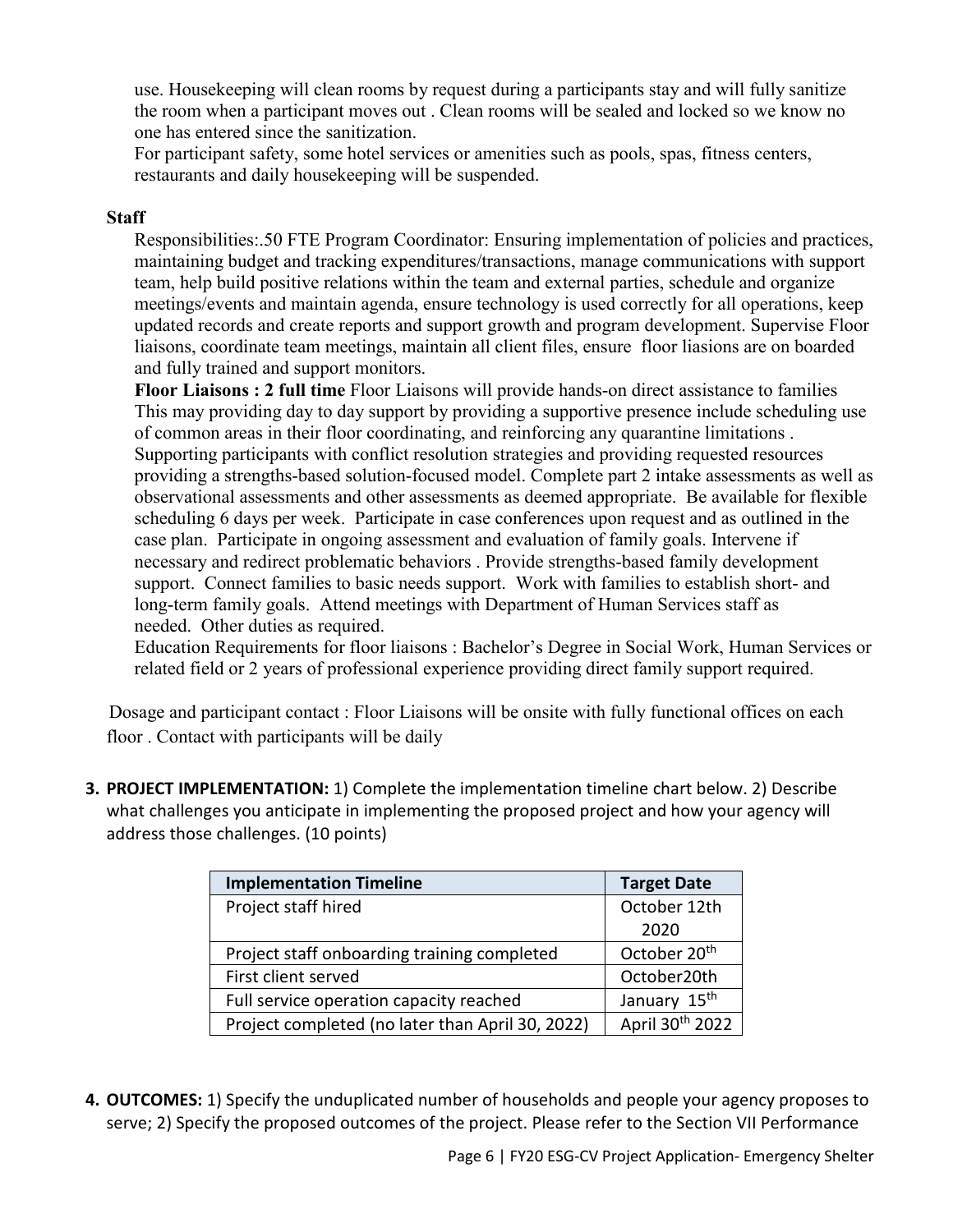use. Housekeeping will clean rooms by request during a participants stay and will fully sanitize the room when a participant moves out . Clean rooms will be sealed and locked so we know no one has entered since the sanitization.

For participant safety, some hotel services or amenities such as pools, spas, fitness centers, restaurants and daily housekeeping will be suspended.

**Staff**

Responsibilities:.50 FTE Program Coordinator: Ensuring implementation of policies and practices, maintaining budget and tracking expenditures/transactions, manage communications with support team, help build positive relations within the team and external parties, schedule and organize meetings/events and maintain agenda, ensure technology is used correctly for all operations, keep updated records and create reports and support growth and program development. Supervise Floor liaisons, coordinate team meetings, maintain all client files, ensure floor liasions are on boarded and fully trained and support monitors.

**Floor Liaisons : 2 full time** Floor Liaisons will provide hands-on direct assistance to families This may providing day to day support by providing a supportive presence include scheduling use of common areas in their floor coordinating, and reinforcing any quarantine limitations . Supporting participants with conflict resolution strategies and providing requested resources providing a strengths-based solution-focused model. Complete part 2 intake assessments as well as observational assessments and other assessments as deemed appropriate. Be available for flexible scheduling 6 days per week. Participate in case conferences upon request and as outlined in the case plan. Participate in ongoing assessment and evaluation of family goals. Intervene if necessary and redirect problematic behaviors . Provide strengths-based family development support. Connect families to basic needs support. Work with families to establish short- and long-term family goals. Attend meetings with Department of Human Services staff as needed. Other duties as required.

Education Requirements for floor liaisons : Bachelor's Degree in Social Work, Human Services or related field or 2 years of professional experience providing direct family support required.

Dosage and participant contact : Floor Liaisons will be onsite with fully functional offices on each floor . Contact with participants will be daily

**3. PROJECT IMPLEMENTATION:** 1) Complete the implementation timeline chart below. 2) Describe what challenges you anticipate in implementing the proposed project and how your agency will address those challenges. (10 points)

| Implementation Timeline | Target Date |
|---|---|
| Project staff hired | October 12th 2020 |
| Project staff onboarding training completed | October 20th |
| First client served | October20th |
| Full service operation capacity reached | January 15th |
| Project completed (no later than April 30, 2022) | April 30th 2022 |

**4. OUTCOMES:** 1) Specify the unduplicated number of households and people your agency proposes to serve; 2) Specify the proposed outcomes of the project. Please refer to the Section VII Performance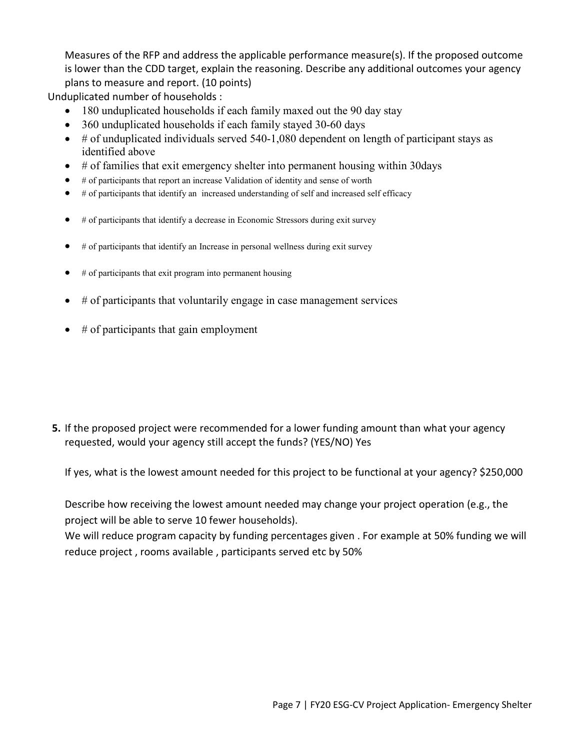Measures of the RFP and address the applicable performance measure(s). If the proposed outcome is lower than the CDD target, explain the reasoning. Describe any additional outcomes your agency plans to measure and report. (10 points)

Unduplicated number of households :

- 180 unduplicated households if each family maxed out the 90 day stay
- 360 unduplicated households if each family stayed 30-60 days
- # of unduplicated individuals served 540-1,080 dependent on length of participant stays as identified above
- # of families that exit emergency shelter into permanent housing within 30days
- # of participants that report an increase Validation of identity and sense of worth
- # of participants that identify an increased understanding of self and increased self efficacy
- # of participants that identify a decrease in Economic Stressors during exit survey
- # of participants that identify an Increase in personal wellness during exit survey
- # of participants that exit program into permanent housing
- # of participants that voluntarily engage in case management services
- # of participants that gain employment

**5.** If the proposed project were recommended for a lower funding amount than what your agency requested, would your agency still accept the funds? (YES/NO) Yes

If yes, what is the lowest amount needed for this project to be functional at your agency? $250,000

Describe how receiving the lowest amount needed may change your project operation (e.g., the project will be able to serve 10 fewer households).

We will reduce program capacity by funding percentages given . For example at 50% funding we will reduce project , rooms available , participants served etc by 50%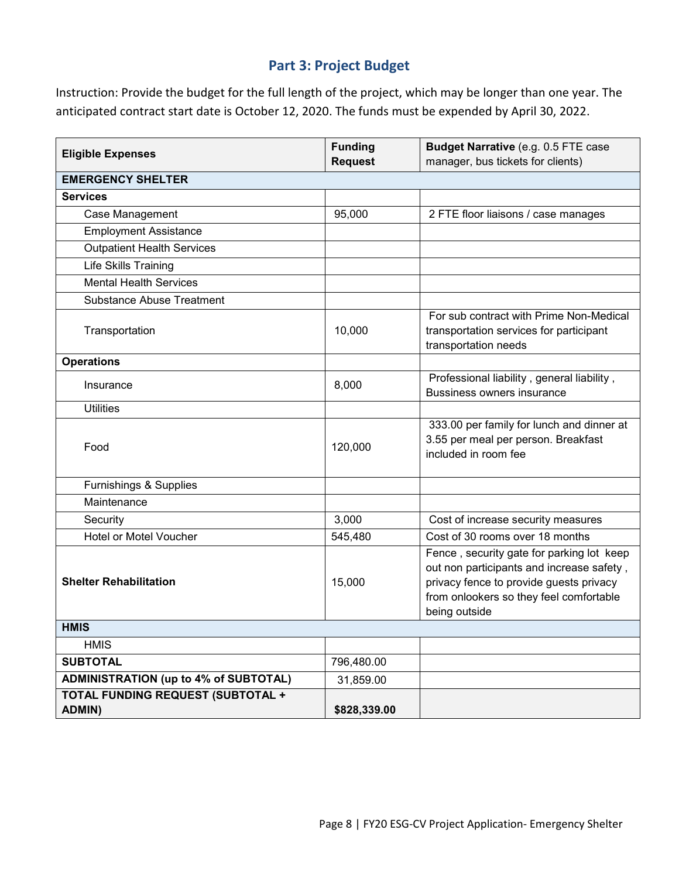## Part 3: Project Budget

Instruction: Provide the budget for the full length of the project, which may be longer than one year. The anticipated contract start date is October 12, 2020. The funds must be expended by April 30, 2022.

| **Eligible Expenses** | **Funding Request** | **Budget Narrative** (e.g. 0.5 FTE case manager, bus tickets for clients) |
|---|---|---|
| **EMERGENCY SHELTER** | | |
| **Services** | | |
| Case Management | 95,000 | 2 FTE floor liaisons / case manages |
| Employment Assistance | | |
| Outpatient Health Services | | |
| Life Skills Training | | |
| Mental Health Services | | |
| Substance Abuse Treatment | | |
| Transportation | 10,000 | For sub contract with Prime Non-Medical transportation services for participant transportation needs |
| **Operations** | | |
| Insurance | 8,000 | Professional liability , general liability , Bussiness owners insurance |
| Utilities | | |
| Food | 120,000 | 333.00 per family for lunch and dinner at 3.55 per meal per person. Breakfast included in room fee |
| Furnishings & Supplies | | |
| Maintenance | | |
| Security | 3,000 | Cost of increase security measures |
| Hotel or Motel Voucher | 545,480 | Cost of 30 rooms over 18 months |
| **Shelter Rehabilitation** | 15,000 | Fence , security gate for parking lot keep out non participants and increase safety , privacy fence to provide guests privacy from onlookers so they feel comfortable being outside |
| **HMIS** | | |
| HMIS | | |
| **SUBTOTAL** | 796,480.00 | |
| **ADMINISTRATION (up to 4% of SUBTOTAL)** | 31,859.00 | |
| **TOTAL FUNDING REQUEST (SUBTOTAL + ADMIN)** | **$828,339.00** | |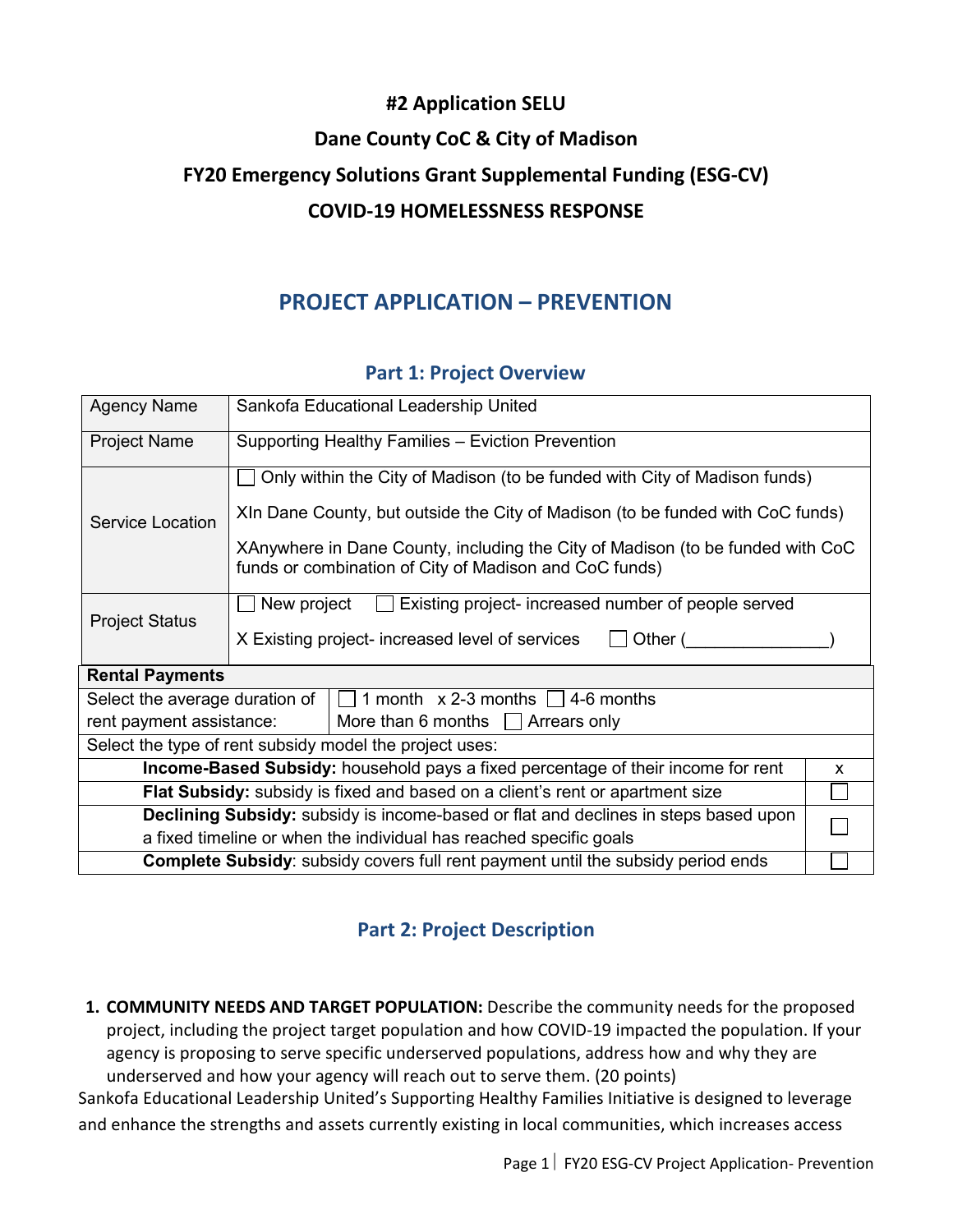**#2 Application SELU**

**Dane County CoC & City of Madison**

**FY20 Emergency Solutions Grant Supplemental Funding (ESG-CV)**

**COVID-19 HOMELESSNESS RESPONSE**

# PROJECT APPLICATION – PREVENTION

## Part 1: Project Overview

| | |
|---|---|
| Agency Name | Sankofa Educational Leadership United |
| Project Name | Supporting Healthy Families – Eviction Prevention |
| Service Location | ☐ Only within the City of Madison (to be funded with City of Madison funds)<br>XIn Dane County, but outside the City of Madison (to be funded with CoC funds)<br>XAnywhere in Dane County, including the City of Madison (to be funded with CoC funds or combination of City of Madison and CoC funds) |
| Project Status | ☐ New project ☐ Existing project- increased number of people served<br>X Existing project- increased level of services ☐ Other (_______________) |

| **Rental Payments** | | |
|---|---|---|
| Select the average duration of rent payment assistance: | ☐ 1 month x 2-3 months ☐ 4-6 months<br>More than 6 months ☐ Arrears only | |
| Select the type of rent subsidy model the project uses: | | |
| **Income-Based Subsidy:** household pays a fixed percentage of their income for rent | | x |
| **Flat Subsidy:** subsidy is fixed and based on a client's rent or apartment size | | ☐ |
| **Declining Subsidy:** subsidy is income-based or flat and declines in steps based upon a fixed timeline or when the individual has reached specific goals | | ☐ |
| **Complete Subsidy**: subsidy covers full rent payment until the subsidy period ends | | ☐ |

## Part 2: Project Description

1. **COMMUNITY NEEDS AND TARGET POPULATION:** Describe the community needs for the proposed project, including the project target population and how COVID-19 impacted the population. If your agency is proposing to serve specific underserved populations, address how and why they are underserved and how your agency will reach out to serve them. (20 points)

Sankofa Educational Leadership United's Supporting Healthy Families Initiative is designed to leverage and enhance the strengths and assets currently existing in local communities, which increases access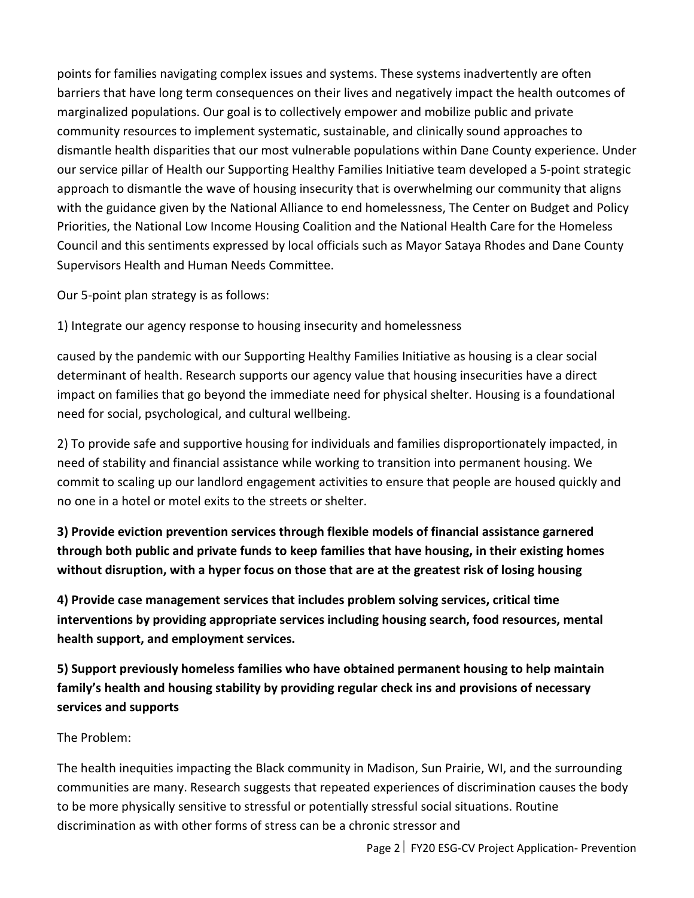points for families navigating complex issues and systems. These systems inadvertently are often barriers that have long term consequences on their lives and negatively impact the health outcomes of marginalized populations. Our goal is to collectively empower and mobilize public and private community resources to implement systematic, sustainable, and clinically sound approaches to dismantle health disparities that our most vulnerable populations within Dane County experience. Under our service pillar of Health our Supporting Healthy Families Initiative team developed a 5-point strategic approach to dismantle the wave of housing insecurity that is overwhelming our community that aligns with the guidance given by the National Alliance to end homelessness, The Center on Budget and Policy Priorities, the National Low Income Housing Coalition and the National Health Care for the Homeless Council and this sentiments expressed by local officials such as Mayor Sataya Rhodes and Dane County Supervisors Health and Human Needs Committee.

Our 5-point plan strategy is as follows:

1) Integrate our agency response to housing insecurity and homelessness

caused by the pandemic with our Supporting Healthy Families Initiative as housing is a clear social determinant of health. Research supports our agency value that housing insecurities have a direct impact on families that go beyond the immediate need for physical shelter. Housing is a foundational need for social, psychological, and cultural wellbeing.

2) To provide safe and supportive housing for individuals and families disproportionately impacted, in need of stability and financial assistance while working to transition into permanent housing. We commit to scaling up our landlord engagement activities to ensure that people are housed quickly and no one in a hotel or motel exits to the streets or shelter.

**3) Provide eviction prevention services through flexible models of financial assistance garnered through both public and private funds to keep families that have housing, in their existing homes without disruption, with a hyper focus on those that are at the greatest risk of losing housing**

**4) Provide case management services that includes problem solving services, critical time interventions by providing appropriate services including housing search, food resources, mental health support, and employment services.**

**5) Support previously homeless families who have obtained permanent housing to help maintain family's health and housing stability by providing regular check ins and provisions of necessary services and supports**

The Problem:

The health inequities impacting the Black community in Madison, Sun Prairie, WI, and the surrounding communities are many. Research suggests that repeated experiences of discrimination causes the body to be more physically sensitive to stressful or potentially stressful social situations. Routine discrimination as with other forms of stress can be a chronic stressor and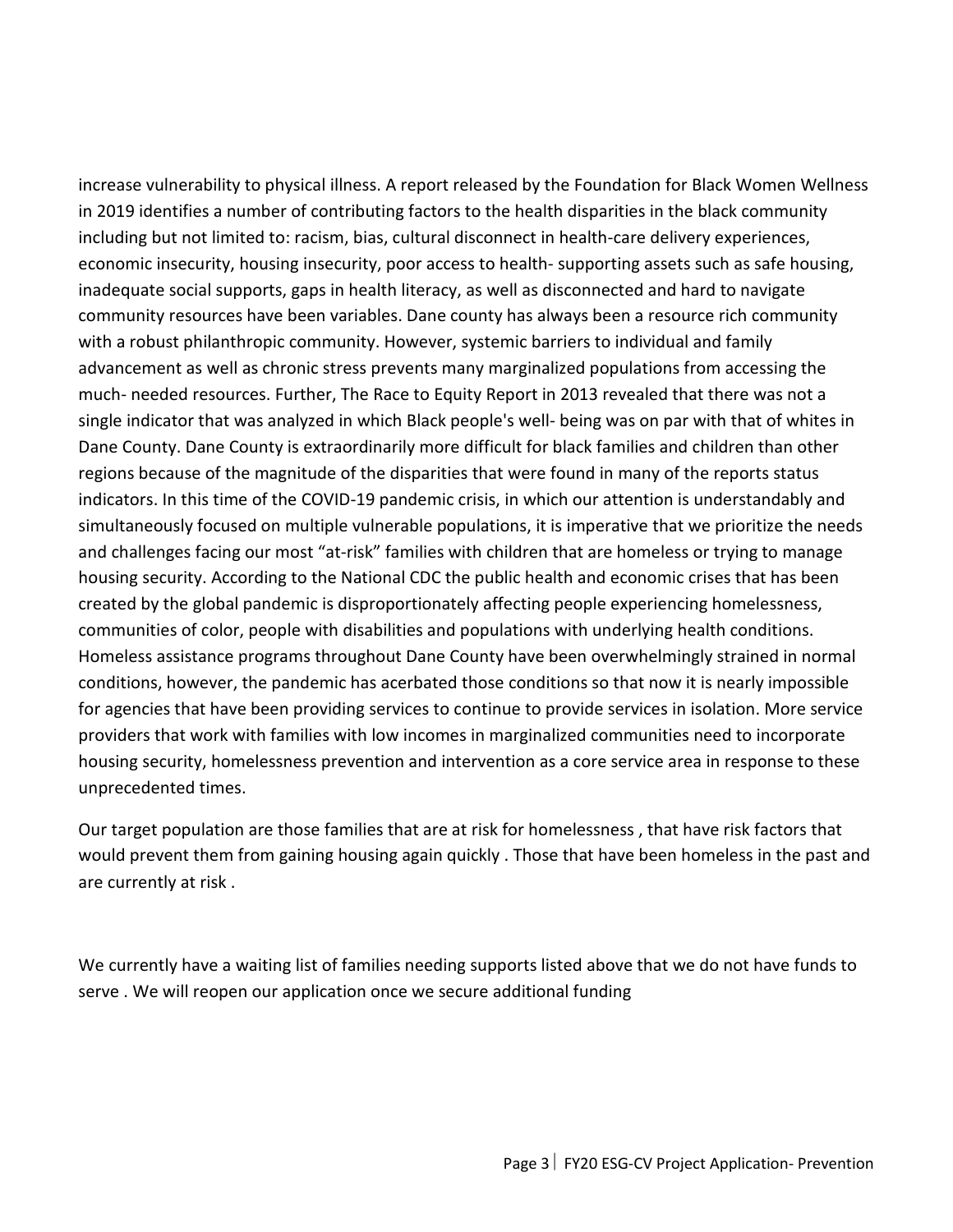increase vulnerability to physical illness. A report released by the Foundation for Black Women Wellness in 2019 identifies a number of contributing factors to the health disparities in the black community including but not limited to: racism, bias, cultural disconnect in health-care delivery experiences, economic insecurity, housing insecurity, poor access to health- supporting assets such as safe housing, inadequate social supports, gaps in health literacy, as well as disconnected and hard to navigate community resources have been variables. Dane county has always been a resource rich community with a robust philanthropic community. However, systemic barriers to individual and family advancement as well as chronic stress prevents many marginalized populations from accessing the much- needed resources. Further, The Race to Equity Report in 2013 revealed that there was not a single indicator that was analyzed in which Black people's well- being was on par with that of whites in Dane County. Dane County is extraordinarily more difficult for black families and children than other regions because of the magnitude of the disparities that were found in many of the reports status indicators. In this time of the COVID-19 pandemic crisis, in which our attention is understandably and simultaneously focused on multiple vulnerable populations, it is imperative that we prioritize the needs and challenges facing our most "at-risk" families with children that are homeless or trying to manage housing security. According to the National CDC the public health and economic crises that has been created by the global pandemic is disproportionately affecting people experiencing homelessness, communities of color, people with disabilities and populations with underlying health conditions. Homeless assistance programs throughout Dane County have been overwhelmingly strained in normal conditions, however, the pandemic has acerbated those conditions so that now it is nearly impossible for agencies that have been providing services to continue to provide services in isolation. More service providers that work with families with low incomes in marginalized communities need to incorporate housing security, homelessness prevention and intervention as a core service area in response to these unprecedented times.

Our target population are those families that are at risk for homelessness , that have risk factors that would prevent them from gaining housing again quickly . Those that have been homeless in the past and are currently at risk .

We currently have a waiting list of families needing supports listed above that we do not have funds to serve . We will reopen our application once we secure additional funding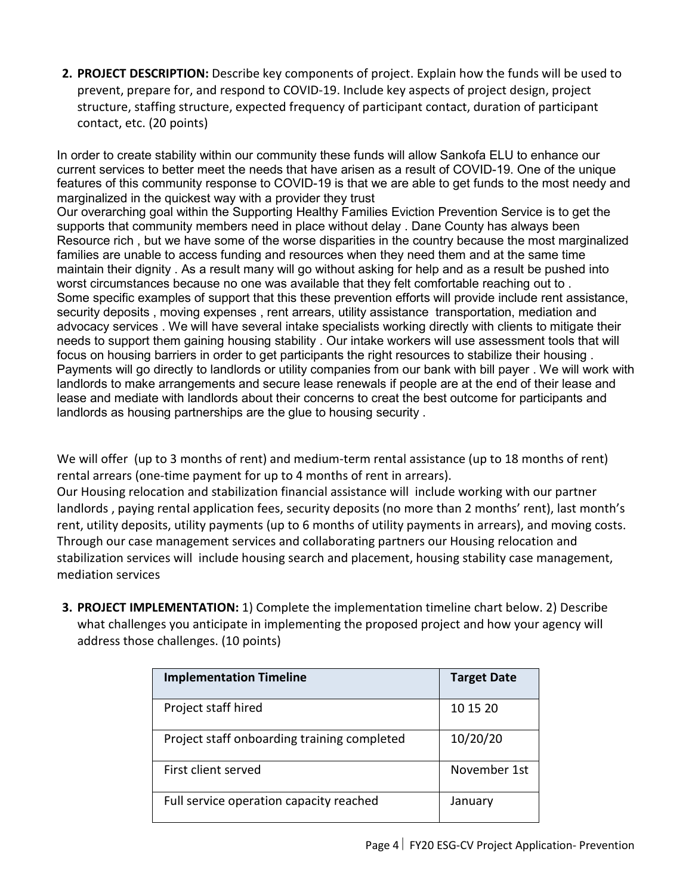**2. PROJECT DESCRIPTION:** Describe key components of project. Explain how the funds will be used to prevent, prepare for, and respond to COVID-19. Include key aspects of project design, project structure, staffing structure, expected frequency of participant contact, duration of participant contact, etc. (20 points)

In order to create stability within our community these funds will allow Sankofa ELU to enhance our current services to better meet the needs that have arisen as a result of COVID-19. One of the unique features of this community response to COVID-19 is that we are able to get funds to the most needy and marginalized in the quickest way with a provider they trust
Our overarching goal within the Supporting Healthy Families Eviction Prevention Service is to get the supports that community members need in place without delay . Dane County has always been Resource rich , but we have some of the worse disparities in the country because the most marginalized families are unable to access funding and resources when they need them and at the same time maintain their dignity . As a result many will go without asking for help and as a result be pushed into worst circumstances because no one was available that they felt comfortable reaching out to .
Some specific examples of support that this these prevention efforts will provide include rent assistance, security deposits , moving expenses , rent arrears, utility assistance transportation, mediation and advocacy services . We will have several intake specialists working directly with clients to mitigate their needs to support them gaining housing stability . Our intake workers will use assessment tools that will focus on housing barriers in order to get participants the right resources to stabilize their housing .
Payments will go directly to landlords or utility companies from our bank with bill payer . We will work with landlords to make arrangements and secure lease renewals if people are at the end of their lease and lease and mediate with landlords about their concerns to creat the best outcome for participants and landlords as housing partnerships are the glue to housing security .

We will offer (up to 3 months of rent) and medium-term rental assistance (up to 18 months of rent) rental arrears (one-time payment for up to 4 months of rent in arrears).
Our Housing relocation and stabilization financial assistance will include working with our partner landlords , paying rental application fees, security deposits (no more than 2 months' rent), last month's rent, utility deposits, utility payments (up to 6 months of utility payments in arrears), and moving costs. Through our case management services and collaborating partners our Housing relocation and stabilization services will include housing search and placement, housing stability case management, mediation services

**3. PROJECT IMPLEMENTATION:** 1) Complete the implementation timeline chart below. 2) Describe what challenges you anticipate in implementing the proposed project and how your agency will address those challenges. (10 points)

| Implementation Timeline | Target Date |
|---|---|
| Project staff hired | 10 15 20 |
| Project staff onboarding training completed | 10/20/20 |
| First client served | November 1st |
| Full service operation capacity reached | January |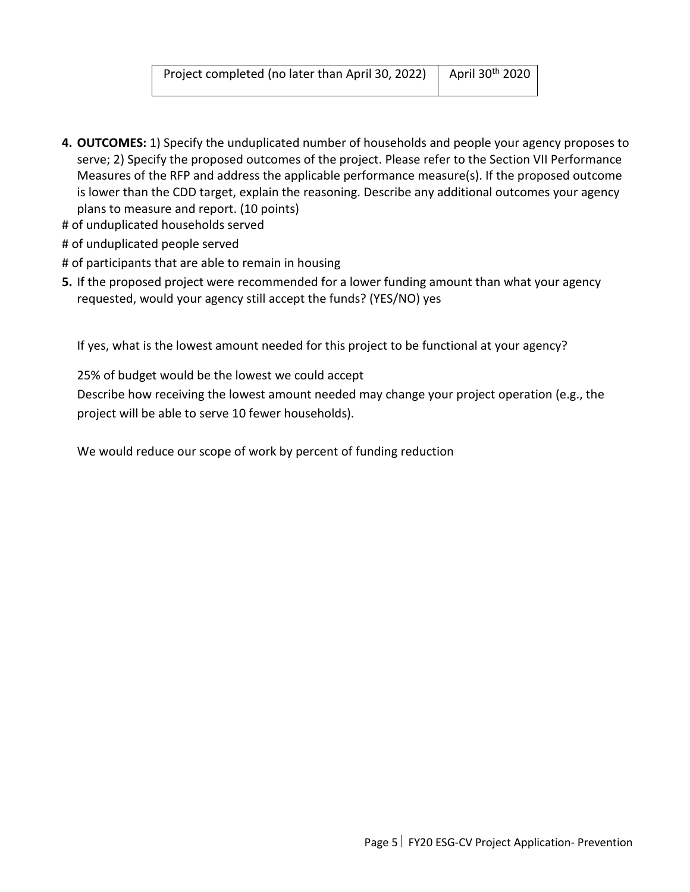| Project completed (no later than April 30, 2022) | April 30th 2020 |
| --- | --- |

4. **OUTCOMES:** 1) Specify the unduplicated number of households and people your agency proposes to serve; 2) Specify the proposed outcomes of the project. Please refer to the Section VII Performance Measures of the RFP and address the applicable performance measure(s). If the proposed outcome is lower than the CDD target, explain the reasoning. Describe any additional outcomes your agency plans to measure and report. (10 points)

# of unduplicated households served

# of unduplicated people served

# of participants that are able to remain in housing

5. If the proposed project were recommended for a lower funding amount than what your agency requested, would your agency still accept the funds? (YES/NO) yes

   If yes, what is the lowest amount needed for this project to be functional at your agency?

   25% of budget would be the lowest we could accept

   Describe how receiving the lowest amount needed may change your project operation (e.g., the project will be able to serve 10 fewer households).

   We would reduce our scope of work by percent of funding reduction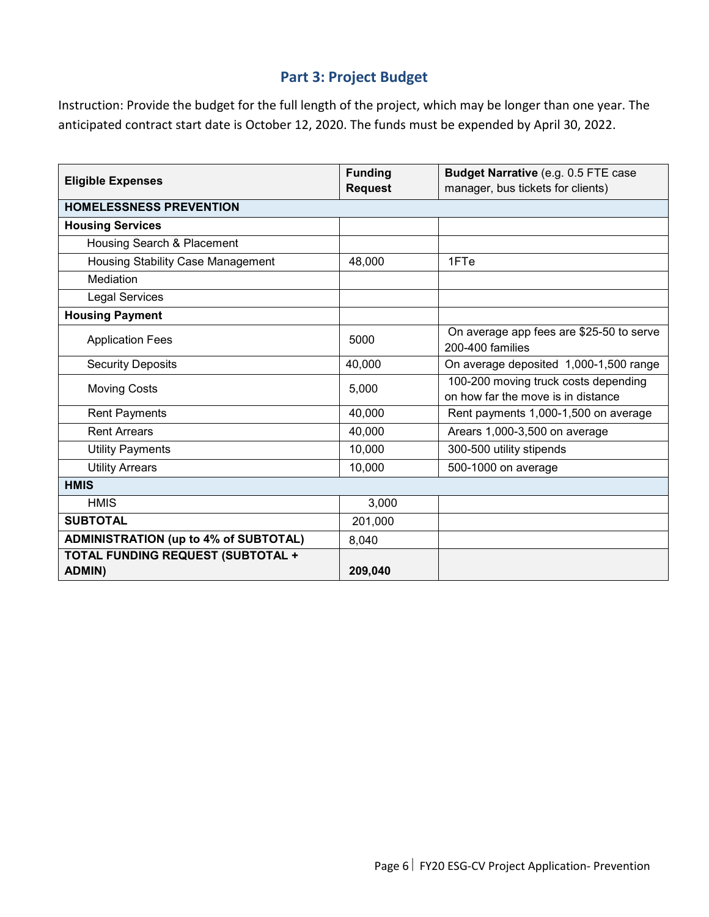## Part 3: Project Budget

Instruction: Provide the budget for the full length of the project, which may be longer than one year. The anticipated contract start date is October 12, 2020. The funds must be expended by April 30, 2022.

| Eligible Expenses | Funding Request | Budget Narrative (e.g. 0.5 FTE case manager, bus tickets for clients) |
|---|---|---|
| **HOMELESSNESS PREVENTION** | | |
| **Housing Services** | | |
| Housing Search & Placement | | |
| Housing Stability Case Management | 48,000 | 1FTe |
| Mediation | | |
| Legal Services | | |
| **Housing Payment** | | |
| Application Fees | 5000 | On average app fees are $25-50 to serve 200-400 families |
| Security Deposits | 40,000 | On average deposited 1,000-1,500 range |
| Moving Costs | 5,000 | 100-200 moving truck costs depending on how far the move is in distance |
| Rent Payments | 40,000 | Rent payments 1,000-1,500 on average |
| Rent Arrears | 40,000 | Arears 1,000-3,500 on average |
| Utility Payments | 10,000 | 300-500 utility stipends |
| Utility Arrears | 10,000 | 500-1000 on average |
| **HMIS** | | |
| HMIS | 3,000 | |
| **SUBTOTAL** | 201,000 | |
| **ADMINISTRATION (up to 4% of SUBTOTAL)** | 8,040 | |
| **TOTAL FUNDING REQUEST (SUBTOTAL + ADMIN)** | **209,040** | |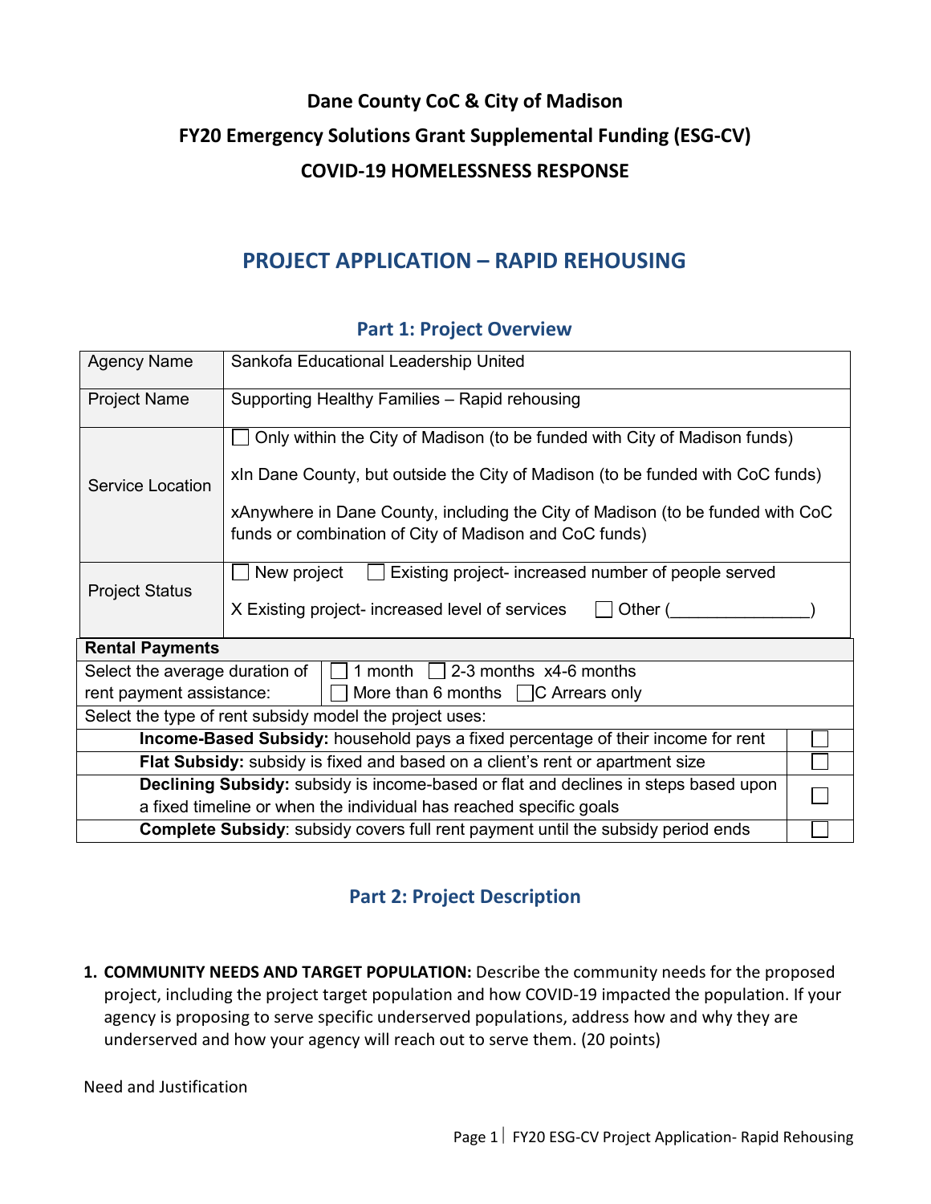# Dane County CoC & City of Madison
# FY20 Emergency Solutions Grant Supplemental Funding (ESG-CV)
# COVID-19 HOMELESSNESS RESPONSE

## PROJECT APPLICATION – RAPID REHOUSING

### Part 1: Project Overview

| Agency Name | Sankofa Educational Leadership United |
|---|---|
| Project Name | Supporting Healthy Families – Rapid rehousing |
| Service Location | ☐ Only within the City of Madison (to be funded with City of Madison funds)<br><br>xIn Dane County, but outside the City of Madison (to be funded with CoC funds)<br><br>xAnywhere in Dane County, including the City of Madison (to be funded with CoC funds or combination of City of Madison and CoC funds) |
| Project Status | ☐ New project ☐ Existing project- increased number of people served<br><br>X Existing project- increased level of services ☐ Other (_______________) |

| **Rental Payments** | |
|---|---|
| Select the average duration of rent payment assistance: | ☐ 1 month ☐ 2-3 months x4-6 months<br>☐ More than 6 months ☐C Arrears only |
| Select the type of rent subsidy model the project uses: | |
| **Income-Based Subsidy:** household pays a fixed percentage of their income for rent | ☐ |
| **Flat Subsidy:** subsidy is fixed and based on a client's rent or apartment size | ☐ |
| **Declining Subsidy:** subsidy is income-based or flat and declines in steps based upon a fixed timeline or when the individual has reached specific goals | ☐ |
| **Complete Subsidy**: subsidy covers full rent payment until the subsidy period ends | ☐ |

### Part 2: Project Description

1. **COMMUNITY NEEDS AND TARGET POPULATION:** Describe the community needs for the proposed project, including the project target population and how COVID-19 impacted the population. If your agency is proposing to serve specific underserved populations, address how and why they are underserved and how your agency will reach out to serve them. (20 points)

Need and Justification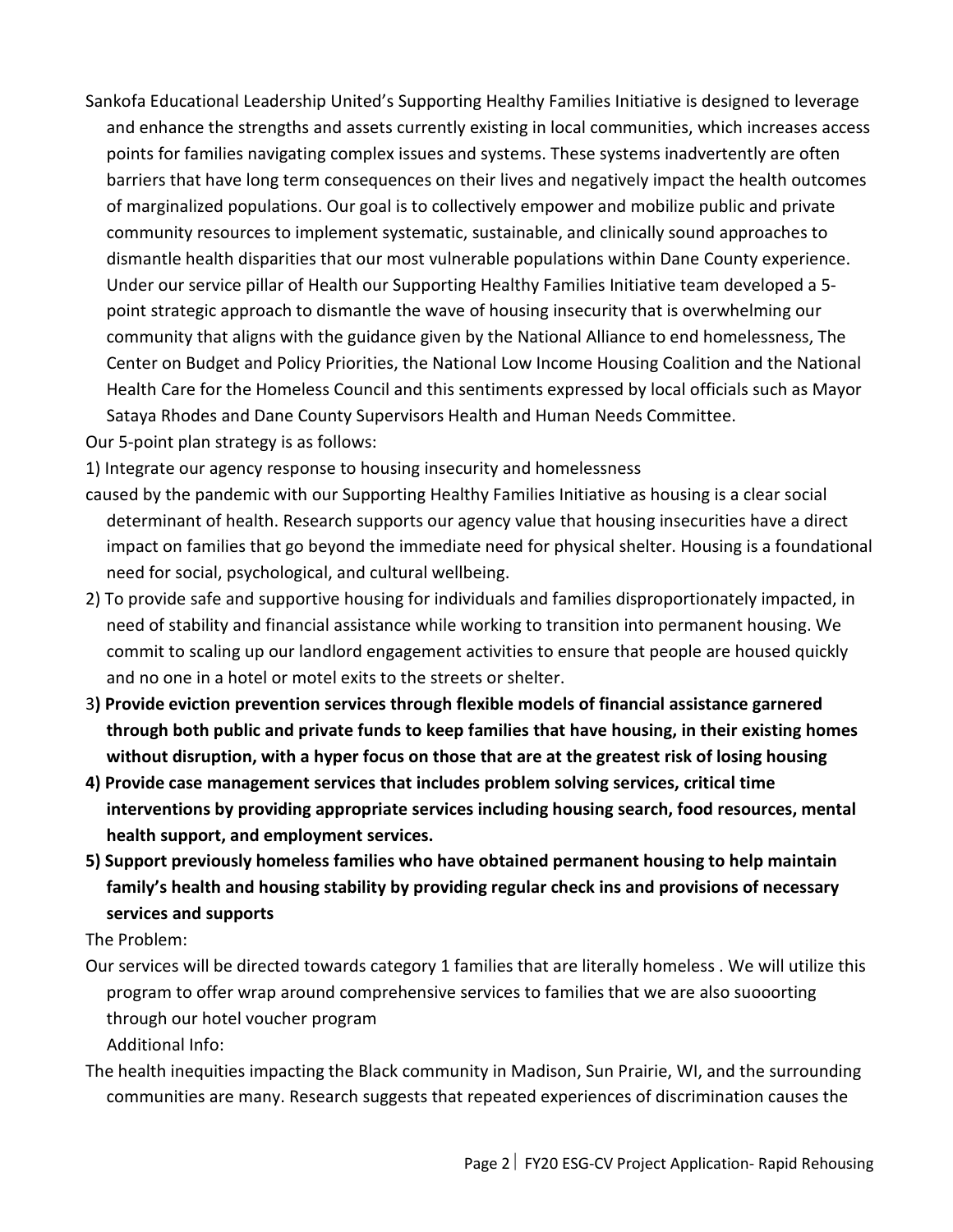Sankofa Educational Leadership United's Supporting Healthy Families Initiative is designed to leverage and enhance the strengths and assets currently existing in local communities, which increases access points for families navigating complex issues and systems. These systems inadvertently are often barriers that have long term consequences on their lives and negatively impact the health outcomes of marginalized populations. Our goal is to collectively empower and mobilize public and private community resources to implement systematic, sustainable, and clinically sound approaches to dismantle health disparities that our most vulnerable populations within Dane County experience. Under our service pillar of Health our Supporting Healthy Families Initiative team developed a 5-point strategic approach to dismantle the wave of housing insecurity that is overwhelming our community that aligns with the guidance given by the National Alliance to end homelessness, The Center on Budget and Policy Priorities, the National Low Income Housing Coalition and the National Health Care for the Homeless Council and this sentiments expressed by local officials such as Mayor Sataya Rhodes and Dane County Supervisors Health and Human Needs Committee.

Our 5-point plan strategy is as follows:

1) Integrate our agency response to housing insecurity and homelessness caused by the pandemic with our Supporting Healthy Families Initiative as housing is a clear social determinant of health. Research supports our agency value that housing insecurities have a direct impact on families that go beyond the immediate need for physical shelter. Housing is a foundational need for social, psychological, and cultural wellbeing.

2) To provide safe and supportive housing for individuals and families disproportionately impacted, in need of stability and financial assistance while working to transition into permanent housing. We commit to scaling up our landlord engagement activities to ensure that people are housed quickly and no one in a hotel or motel exits to the streets or shelter.

3**) Provide eviction prevention services through flexible models of financial assistance garnered through both public and private funds to keep families that have housing, in their existing homes without disruption, with a hyper focus on those that are at the greatest risk of losing housing**

**4) Provide case management services that includes problem solving services, critical time interventions by providing appropriate services including housing search, food resources, mental health support, and employment services.**

**5) Support previously homeless families who have obtained permanent housing to help maintain family's health and housing stability by providing regular check ins and provisions of necessary services and supports**

The Problem:

Our services will be directed towards category 1 families that are literally homeless . We will utilize this program to offer wrap around comprehensive services to families that we are also suooorting through our hotel voucher program

Additional Info:

The health inequities impacting the Black community in Madison, Sun Prairie, WI, and the surrounding communities are many. Research suggests that repeated experiences of discrimination causes the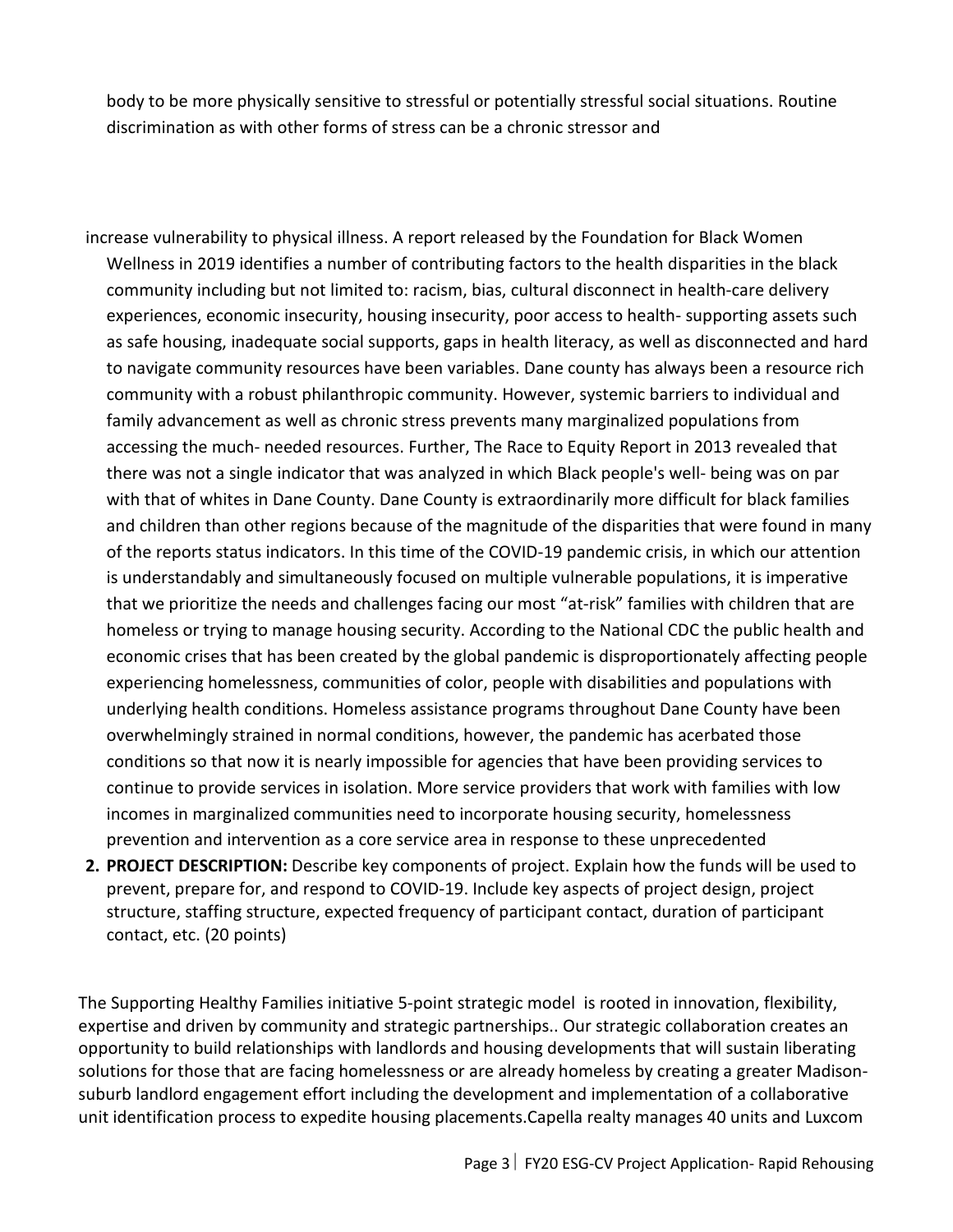body to be more physically sensitive to stressful or potentially stressful social situations. Routine discrimination as with other forms of stress can be a chronic stressor and

increase vulnerability to physical illness. A report released by the Foundation for Black Women Wellness in 2019 identifies a number of contributing factors to the health disparities in the black community including but not limited to: racism, bias, cultural disconnect in health-care delivery experiences, economic insecurity, housing insecurity, poor access to health- supporting assets such as safe housing, inadequate social supports, gaps in health literacy, as well as disconnected and hard to navigate community resources have been variables. Dane county has always been a resource rich community with a robust philanthropic community. However, systemic barriers to individual and family advancement as well as chronic stress prevents many marginalized populations from accessing the much- needed resources. Further, The Race to Equity Report in 2013 revealed that there was not a single indicator that was analyzed in which Black people's well- being was on par with that of whites in Dane County. Dane County is extraordinarily more difficult for black families and children than other regions because of the magnitude of the disparities that were found in many of the reports status indicators. In this time of the COVID-19 pandemic crisis, in which our attention is understandably and simultaneously focused on multiple vulnerable populations, it is imperative that we prioritize the needs and challenges facing our most "at-risk" families with children that are homeless or trying to manage housing security. According to the National CDC the public health and economic crises that has been created by the global pandemic is disproportionately affecting people experiencing homelessness, communities of color, people with disabilities and populations with underlying health conditions. Homeless assistance programs throughout Dane County have been overwhelmingly strained in normal conditions, however, the pandemic has acerbated those conditions so that now it is nearly impossible for agencies that have been providing services to continue to provide services in isolation. More service providers that work with families with low incomes in marginalized communities need to incorporate housing security, homelessness prevention and intervention as a core service area in response to these unprecedented

2. **PROJECT DESCRIPTION:** Describe key components of project. Explain how the funds will be used to prevent, prepare for, and respond to COVID-19. Include key aspects of project design, project structure, staffing structure, expected frequency of participant contact, duration of participant contact, etc. (20 points)

The Supporting Healthy Families initiative 5-point strategic model is rooted in innovation, flexibility, expertise and driven by community and strategic partnerships.. Our strategic collaboration creates an opportunity to build relationships with landlords and housing developments that will sustain liberating solutions for those that are facing homelessness or are already homeless by creating a greater Madison-suburb landlord engagement effort including the development and implementation of a collaborative unit identification process to expedite housing placements.Capella realty manages 40 units and Luxcom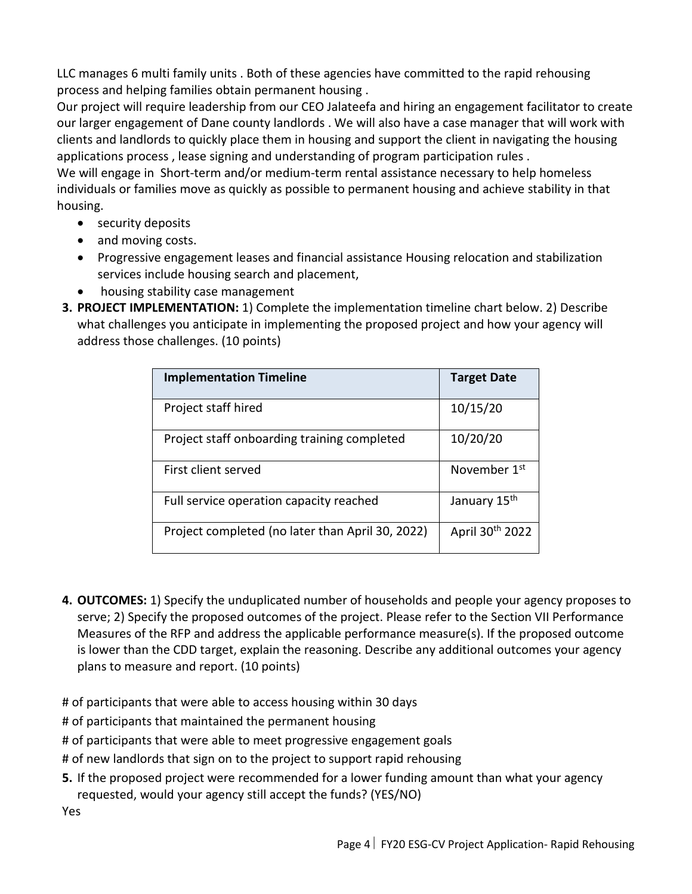LLC manages 6 multi family units . Both of these agencies have committed to the rapid rehousing process and helping families obtain permanent housing .

Our project will require leadership from our CEO Jalateefa and hiring an engagement facilitator to create our larger engagement of Dane county landlords . We will also have a case manager that will work with clients and landlords to quickly place them in housing and support the client in navigating the housing applications process , lease signing and understanding of program participation rules .

We will engage in Short-term and/or medium-term rental assistance necessary to help homeless individuals or families move as quickly as possible to permanent housing and achieve stability in that housing.

- security deposits
- and moving costs.
- Progressive engagement leases and financial assistance Housing relocation and stabilization services include housing search and placement,
- housing stability case management

3. **PROJECT IMPLEMENTATION:** 1) Complete the implementation timeline chart below. 2) Describe what challenges you anticipate in implementing the proposed project and how your agency will address those challenges. (10 points)

| Implementation Timeline | Target Date |
|---|---|
| Project staff hired | 10/15/20 |
| Project staff onboarding training completed | 10/20/20 |
| First client served | November 1st |
| Full service operation capacity reached | January 15th |
| Project completed (no later than April 30, 2022) | April 30th 2022 |

4. **OUTCOMES:** 1) Specify the unduplicated number of households and people your agency proposes to serve; 2) Specify the proposed outcomes of the project. Please refer to the Section VII Performance Measures of the RFP and address the applicable performance measure(s). If the proposed outcome is lower than the CDD target, explain the reasoning. Describe any additional outcomes your agency plans to measure and report. (10 points)

# of participants that were able to access housing within 30 days

# of participants that maintained the permanent housing

# of participants that were able to meet progressive engagement goals

# of new landlords that sign on to the project to support rapid rehousing

5. If the proposed project were recommended for a lower funding amount than what your agency requested, would your agency still accept the funds? (YES/NO)

Yes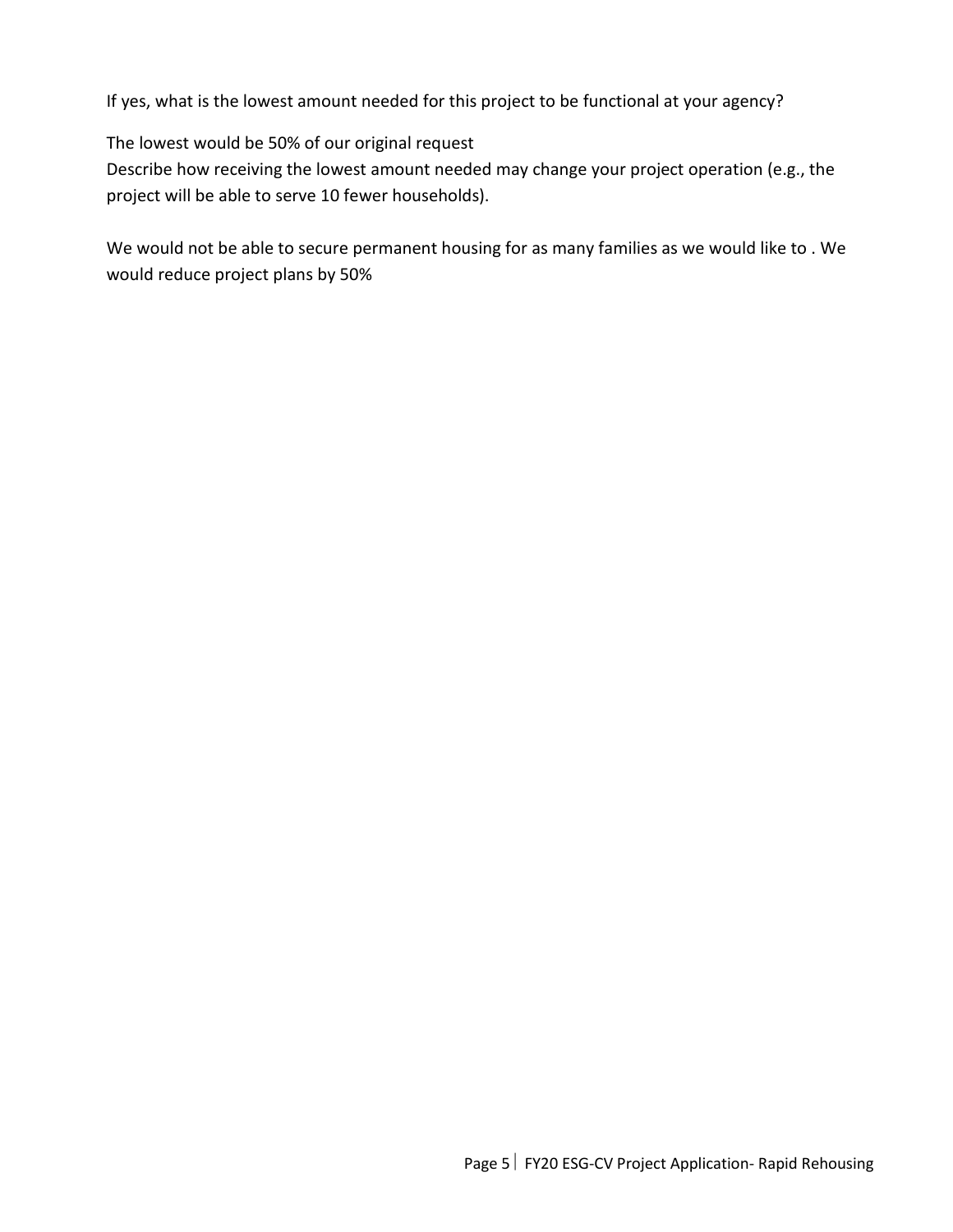If yes, what is the lowest amount needed for this project to be functional at your agency?

The lowest would be 50% of our original request

Describe how receiving the lowest amount needed may change your project operation (e.g., the project will be able to serve 10 fewer households).

We would not be able to secure permanent housing for as many families as we would like to . We would reduce project plans by 50%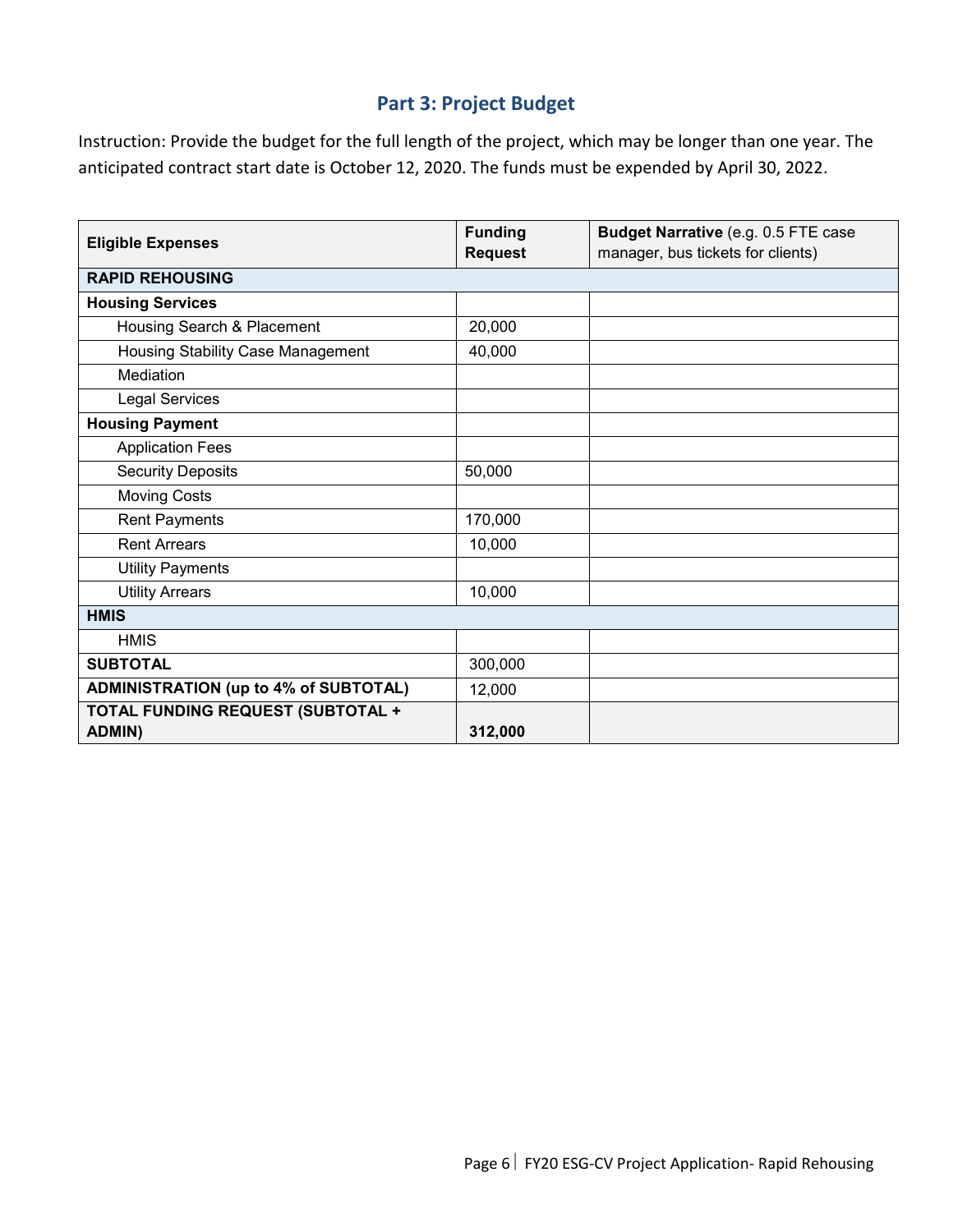## Part 3: Project Budget

Instruction: Provide the budget for the full length of the project, which may be longer than one year. The anticipated contract start date is October 12, 2020. The funds must be expended by April 30, 2022.

| Eligible Expenses | Funding Request | Budget Narrative (e.g. 0.5 FTE case manager, bus tickets for clients) |
|---|---|---|
| **RAPID REHOUSING** | | |
| **Housing Services** | | |
| Housing Search & Placement | 20,000 | |
| Housing Stability Case Management | 40,000 | |
| Mediation | | |
| Legal Services | | |
| **Housing Payment** | | |
| Application Fees | | |
| Security Deposits | 50,000 | |
| Moving Costs | | |
| Rent Payments | 170,000 | |
| Rent Arrears | 10,000 | |
| Utility Payments | | |
| Utility Arrears | 10,000 | |
| **HMIS** | | |
| HMIS | | |
| **SUBTOTAL** | 300,000 | |
| **ADMINISTRATION (up to 4% of SUBTOTAL)** | 12,000 | |
| **TOTAL FUNDING REQUEST (SUBTOTAL + ADMIN)** | **312,000** | |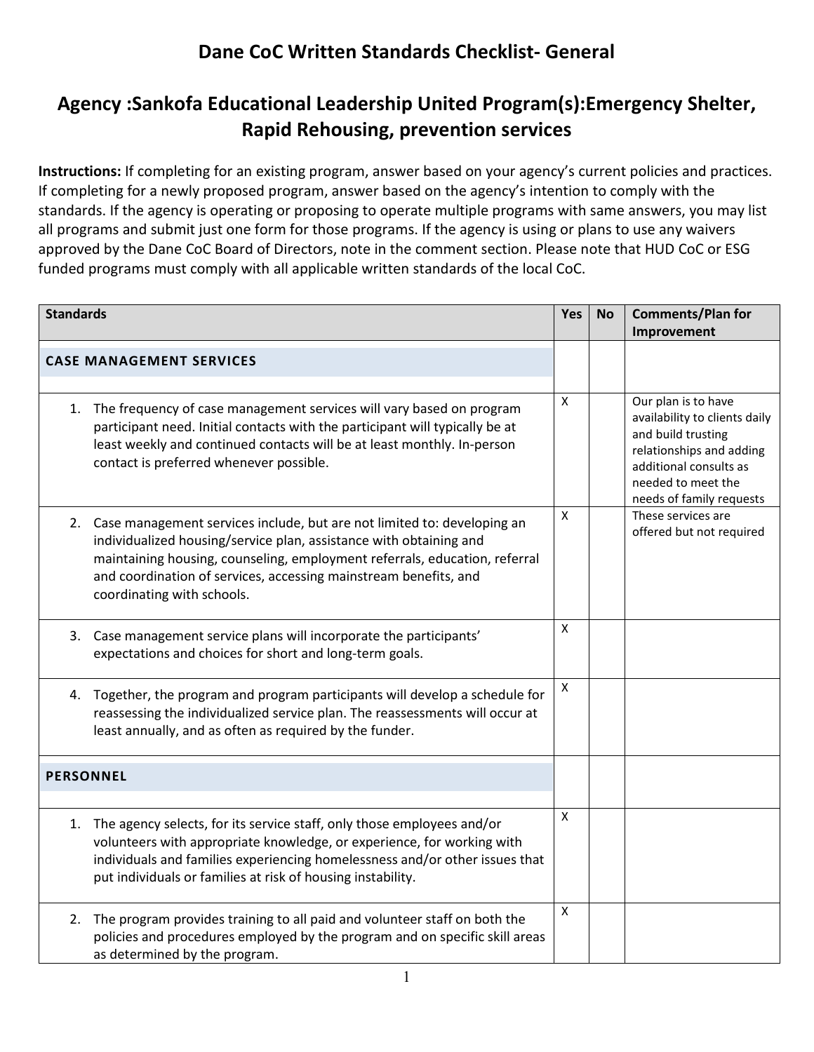# Dane CoC Written Standards Checklist- General

## Agency :Sankofa Educational Leadership United Program(s):Emergency Shelter, Rapid Rehousing, prevention services

**Instructions:** If completing for an existing program, answer based on your agency's current policies and practices. If completing for a newly proposed program, answer based on the agency's intention to comply with the standards. If the agency is operating or proposing to operate multiple programs with same answers, you may list all programs and submit just one form for those programs. If the agency is using or plans to use any waivers approved by the Dane CoC Board of Directors, note in the comment section. Please note that HUD CoC or ESG funded programs must comply with all applicable written standards of the local CoC.

| Standards | Yes | No | Comments/Plan for Improvement |
|---|---|---|---|
| **CASE MANAGEMENT SERVICES** | | | |
| 1. The frequency of case management services will vary based on program participant need. Initial contacts with the participant will typically be at least weekly and continued contacts will be at least monthly. In-person contact is preferred whenever possible. | X | | Our plan is to have availability to clients daily and build trusting relationships and adding additional consults as needed to meet the needs of family requests |
| 2. Case management services include, but are not limited to: developing an individualized housing/service plan, assistance with obtaining and maintaining housing, counseling, employment referrals, education, referral and coordination of services, accessing mainstream benefits, and coordinating with schools. | X | | These services are offered but not required |
| 3. Case management service plans will incorporate the participants' expectations and choices for short and long-term goals. | X | | |
| 4. Together, the program and program participants will develop a schedule for reassessing the individualized service plan. The reassessments will occur at least annually, and as often as required by the funder. | X | | |
| **PERSONNEL** | | | |
| 1. The agency selects, for its service staff, only those employees and/or volunteers with appropriate knowledge, or experience, for working with individuals and families experiencing homelessness and/or other issues that put individuals or families at risk of housing instability. | X | | |
| 2. The program provides training to all paid and volunteer staff on both the policies and procedures employed by the program and on specific skill areas as determined by the program. | X | | |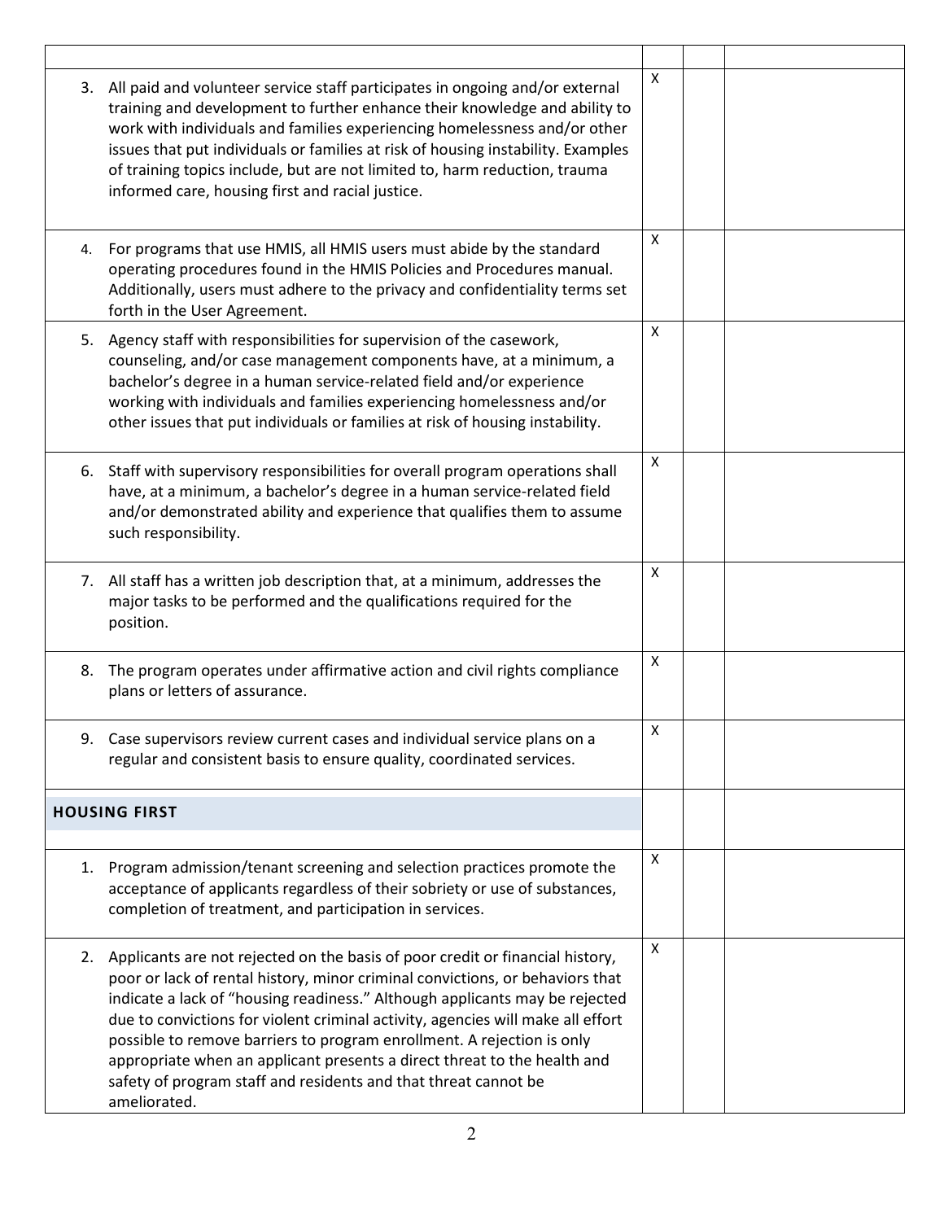| | | | |
|---|---|---|---|
| 3. All paid and volunteer service staff participates in ongoing and/or external training and development to further enhance their knowledge and ability to work with individuals and families experiencing homelessness and/or other issues that put individuals or families at risk of housing instability. Examples of training topics include, but are not limited to, harm reduction, trauma informed care, housing first and racial justice. | X | | |
| 4. For programs that use HMIS, all HMIS users must abide by the standard operating procedures found in the HMIS Policies and Procedures manual. Additionally, users must adhere to the privacy and confidentiality terms set forth in the User Agreement. | X | | |
| 5. Agency staff with responsibilities for supervision of the casework, counseling, and/or case management components have, at a minimum, a bachelor's degree in a human service-related field and/or experience working with individuals and families experiencing homelessness and/or other issues that put individuals or families at risk of housing instability. | X | | |
| 6. Staff with supervisory responsibilities for overall program operations shall have, at a minimum, a bachelor's degree in a human service-related field and/or demonstrated ability and experience that qualifies them to assume such responsibility. | X | | |
| 7. All staff has a written job description that, at a minimum, addresses the major tasks to be performed and the qualifications required for the position. | X | | |
| 8. The program operates under affirmative action and civil rights compliance plans or letters of assurance. | X | | |
| 9. Case supervisors review current cases and individual service plans on a regular and consistent basis to ensure quality, coordinated services. | X | | |
| **HOUSING FIRST** | | | |
| 1. Program admission/tenant screening and selection practices promote the acceptance of applicants regardless of their sobriety or use of substances, completion of treatment, and participation in services. | X | | |
| 2. Applicants are not rejected on the basis of poor credit or financial history, poor or lack of rental history, minor criminal convictions, or behaviors that indicate a lack of "housing readiness." Although applicants may be rejected due to convictions for violent criminal activity, agencies will make all effort possible to remove barriers to program enrollment. A rejection is only appropriate when an applicant presents a direct threat to the health and safety of program staff and residents and that threat cannot be ameliorated. | X | | |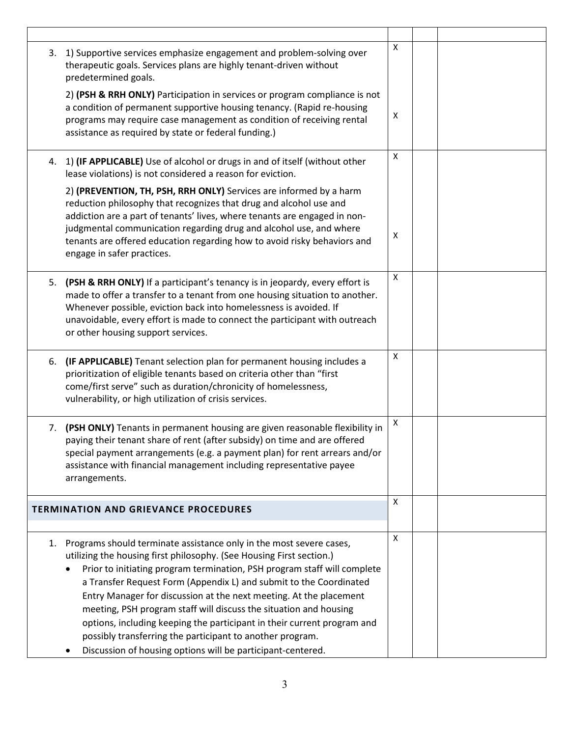| | | | |
|---|---|---|---|
| 3. 1) Supportive services emphasize engagement and problem-solving over therapeutic goals. Services plans are highly tenant-driven without predetermined goals.<br><br>2) **(PSH & RRH ONLY)** Participation in services or program compliance is not a condition of permanent supportive housing tenancy. (Rapid re-housing programs may require case management as condition of receiving rental assistance as required by state or federal funding.) | X<br><br>X | | |
| 4. 1) **(IF APPLICABLE)** Use of alcohol or drugs in and of itself (without other lease violations) is not considered a reason for eviction.<br><br>2) **(PREVENTION, TH, PSH, RRH ONLY)** Services are informed by a harm reduction philosophy that recognizes that drug and alcohol use and addiction are a part of tenants' lives, where tenants are engaged in non-judgmental communication regarding drug and alcohol use, and where tenants are offered education regarding how to avoid risky behaviors and engage in safer practices. | X<br><br>X | | |
| 5. **(PSH & RRH ONLY)** If a participant's tenancy is in jeopardy, every effort is made to offer a transfer to a tenant from one housing situation to another. Whenever possible, eviction back into homelessness is avoided. If unavoidable, every effort is made to connect the participant with outreach or other housing support services. | X | | |
| 6. **(IF APPLICABLE)** Tenant selection plan for permanent housing includes a prioritization of eligible tenants based on criteria other than "first come/first serve" such as duration/chronicity of homelessness, vulnerability, or high utilization of crisis services. | X | | |
| 7. **(PSH ONLY)** Tenants in permanent housing are given reasonable flexibility in paying their tenant share of rent (after subsidy) on time and are offered special payment arrangements (e.g. a payment plan) for rent arrears and/or assistance with financial management including representative payee arrangements. | X | | |
| **TERMINATION AND GRIEVANCE PROCEDURES** | X | | |
| 1. Programs should terminate assistance only in the most severe cases, utilizing the housing first philosophy. (See Housing First section.)<br>• Prior to initiating program termination, PSH program staff will complete a Transfer Request Form (Appendix L) and submit to the Coordinated Entry Manager for discussion at the next meeting. At the placement meeting, PSH program staff will discuss the situation and housing options, including keeping the participant in their current program and possibly transferring the participant to another program.<br>• Discussion of housing options will be participant-centered. | X | | |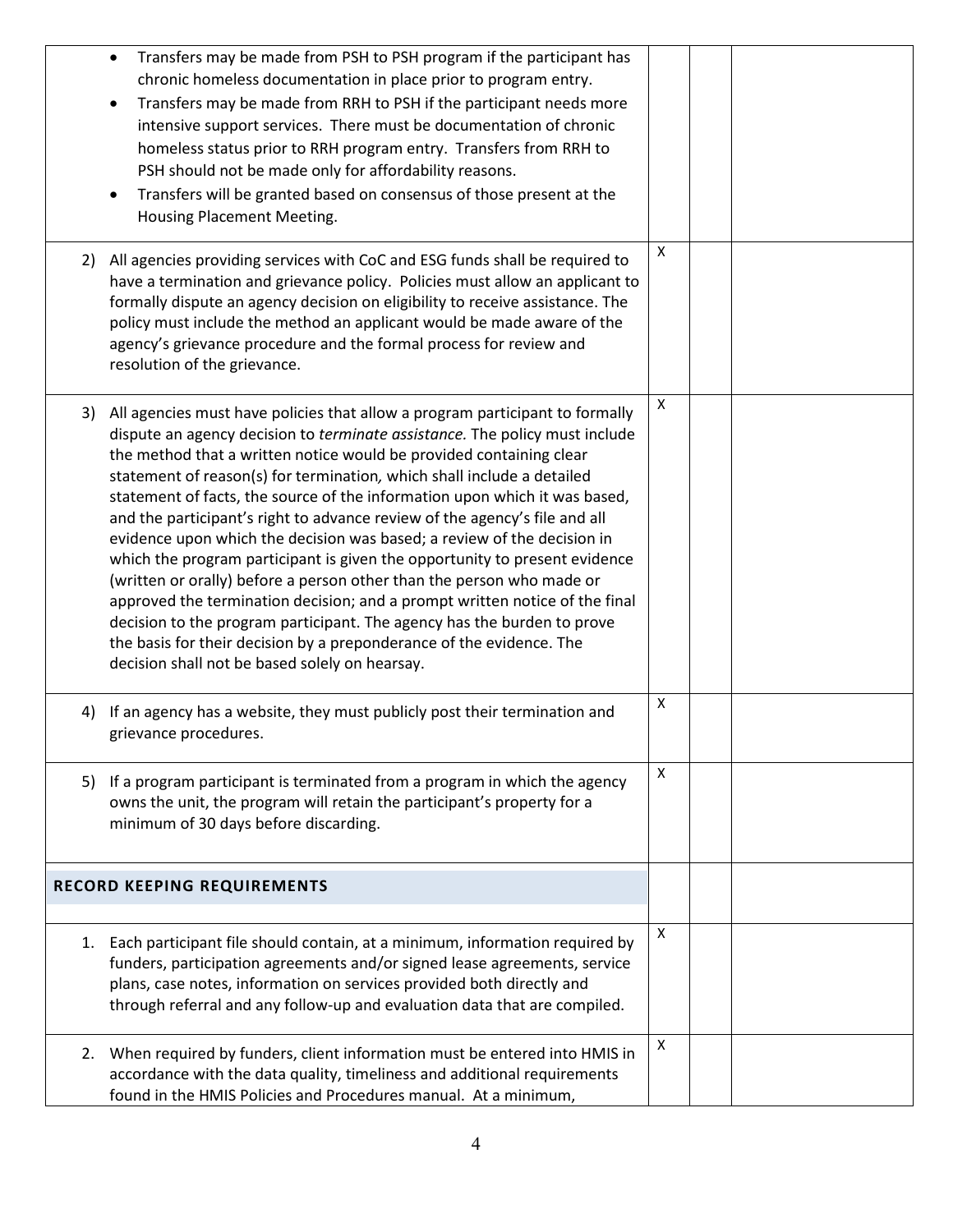| | | | |
|---|---|---|---|
| • Transfers may be made from PSH to PSH program if the participant has chronic homeless documentation in place prior to program entry.<br>• Transfers may be made from RRH to PSH if the participant needs more intensive support services. There must be documentation of chronic homeless status prior to RRH program entry. Transfers from RRH to PSH should not be made only for affordability reasons.<br>• Transfers will be granted based on consensus of those present at the Housing Placement Meeting. | | | |
| 2) All agencies providing services with CoC and ESG funds shall be required to have a termination and grievance policy. Policies must allow an applicant to formally dispute an agency decision on eligibility to receive assistance. The policy must include the method an applicant would be made aware of the agency's grievance procedure and the formal process for review and resolution of the grievance. | X | | |
| 3) All agencies must have policies that allow a program participant to formally dispute an agency decision to *terminate assistance.* The policy must include the method that a written notice would be provided containing clear statement of reason(s) for termination*,* which shall include a detailed statement of facts, the source of the information upon which it was based, and the participant's right to advance review of the agency's file and all evidence upon which the decision was based; a review of the decision in which the program participant is given the opportunity to present evidence (written or orally) before a person other than the person who made or approved the termination decision; and a prompt written notice of the final decision to the program participant. The agency has the burden to prove the basis for their decision by a preponderance of the evidence. The decision shall not be based solely on hearsay. | X | | |
| 4) If an agency has a website, they must publicly post their termination and grievance procedures. | X | | |
| 5) If a program participant is terminated from a program in which the agency owns the unit, the program will retain the participant's property for a minimum of 30 days before discarding. | X | | |
| **RECORD KEEPING REQUIREMENTS** | | | |
| 1. Each participant file should contain, at a minimum, information required by funders, participation agreements and/or signed lease agreements, service plans, case notes, information on services provided both directly and through referral and any follow-up and evaluation data that are compiled. | X | | |
| 2. When required by funders, client information must be entered into HMIS in accordance with the data quality, timeliness and additional requirements found in the HMIS Policies and Procedures manual. At a minimum, | X | | |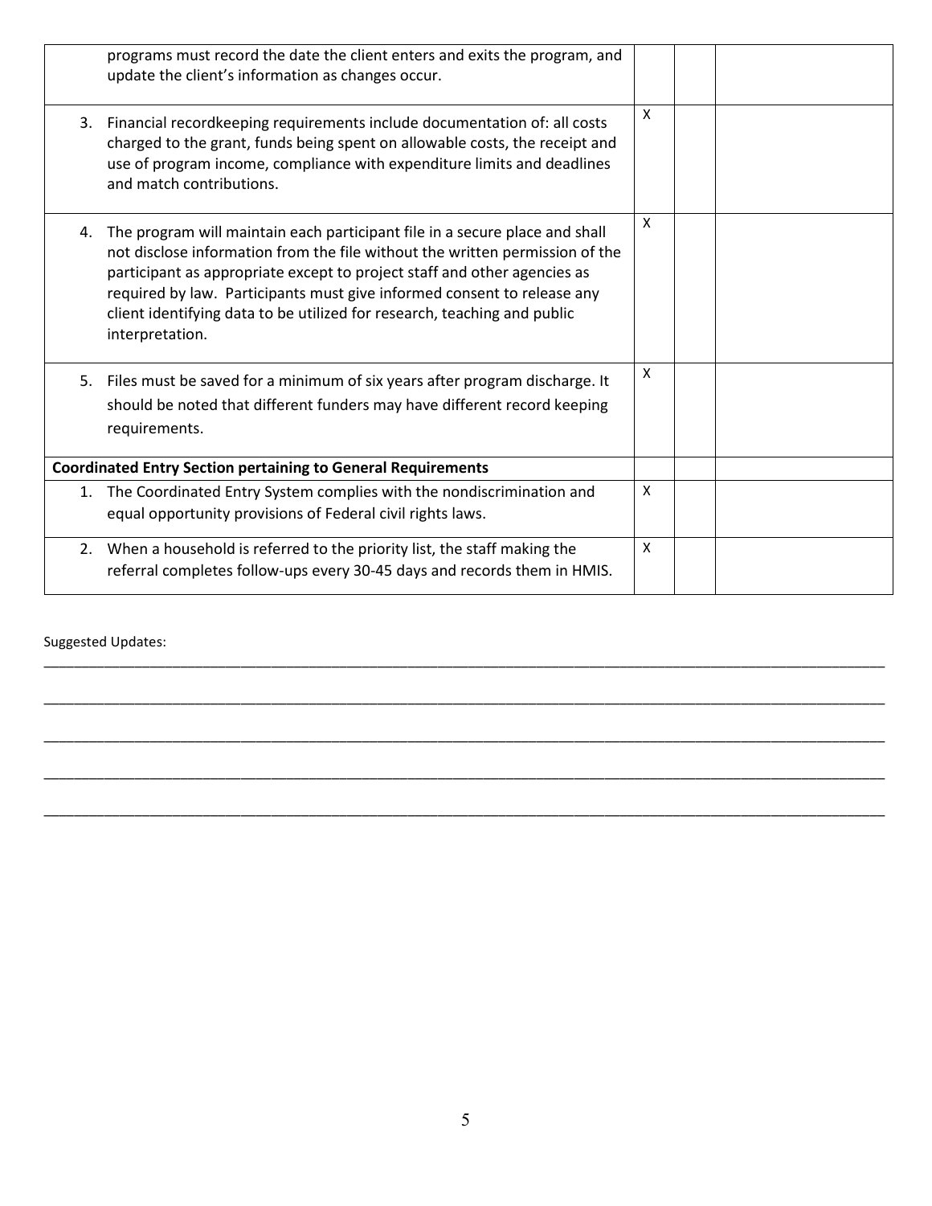| | | | |
|---|---|---|---|
| programs must record the date the client enters and exits the program, and update the client's information as changes occur. | | | |
| 3. Financial recordkeeping requirements include documentation of: all costs charged to the grant, funds being spent on allowable costs, the receipt and use of program income, compliance with expenditure limits and deadlines and match contributions. | X | | |
| 4. The program will maintain each participant file in a secure place and shall not disclose information from the file without the written permission of the participant as appropriate except to project staff and other agencies as required by law. Participants must give informed consent to release any client identifying data to be utilized for research, teaching and public interpretation. | X | | |
| 5. Files must be saved for a minimum of six years after program discharge. It should be noted that different funders may have different record keeping requirements. | X | | |
| **Coordinated Entry Section pertaining to General Requirements** | | | |
| 1. The Coordinated Entry System complies with the nondiscrimination and equal opportunity provisions of Federal civil rights laws. | X | | |
| 2. When a household is referred to the priority list, the staff making the referral completes follow-ups every 30-45 days and records them in HMIS. | X | | |

Suggested Updates:

______________________________________________________________________________________________

______________________________________________________________________________________________

______________________________________________________________________________________________

______________________________________________________________________________________________

______________________________________________________________________________________________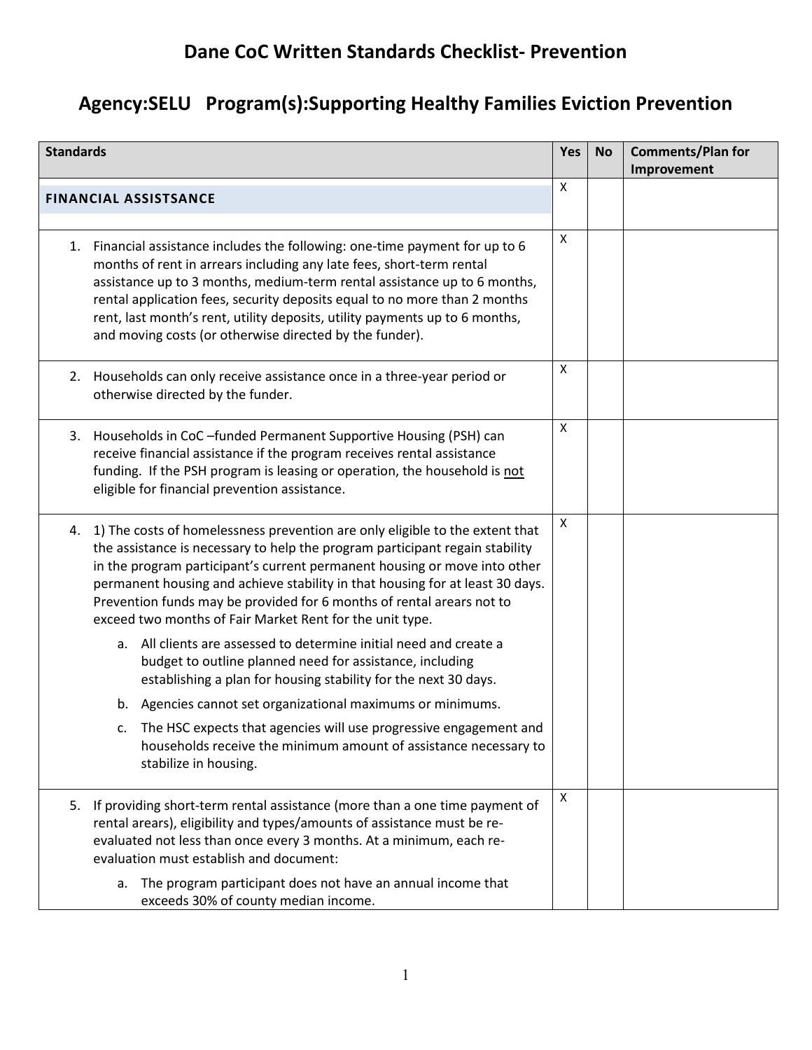# Dane CoC Written Standards Checklist- Prevention

## Agency:SELU Program(s):Supporting Healthy Families Eviction Prevention

| Standards | Yes | No | Comments/Plan for Improvement |
|---|---|---|---|
| **FINANCIAL ASSISTSANCE** | X | | |
| 1. Financial assistance includes the following: one-time payment for up to 6 months of rent in arrears including any late fees, short-term rental assistance up to 3 months, medium-term rental assistance up to 6 months, rental application fees, security deposits equal to no more than 2 months rent, last month's rent, utility deposits, utility payments up to 6 months, and moving costs (or otherwise directed by the funder). | X | | |
| 2. Households can only receive assistance once in a three-year period or otherwise directed by the funder. | X | | |
| 3. Households in CoC –funded Permanent Supportive Housing (PSH) can receive financial assistance if the program receives rental assistance funding. If the PSH program is leasing or operation, the household is <u>not</u> eligible for financial prevention assistance. | X | | |
| 4. 1) The costs of homelessness prevention are only eligible to the extent that the assistance is necessary to help the program participant regain stability in the program participant's current permanent housing or move into other permanent housing and achieve stability in that housing for at least 30 days. Prevention funds may be provided for 6 months of rental arears not to exceed two months of Fair Market Rent for the unit type.<br>a. All clients are assessed to determine initial need and create a budget to outline planned need for assistance, including establishing a plan for housing stability for the next 30 days.<br>b. Agencies cannot set organizational maximums or minimums.<br>c. The HSC expects that agencies will use progressive engagement and households receive the minimum amount of assistance necessary to stabilize in housing. | X | | |
| 5. If providing short-term rental assistance (more than a one time payment of rental arears), eligibility and types/amounts of assistance must be re-evaluated not less than once every 3 months. At a minimum, each re-evaluation must establish and document:<br>a. The program participant does not have an annual income that exceeds 30% of county median income. | X | | |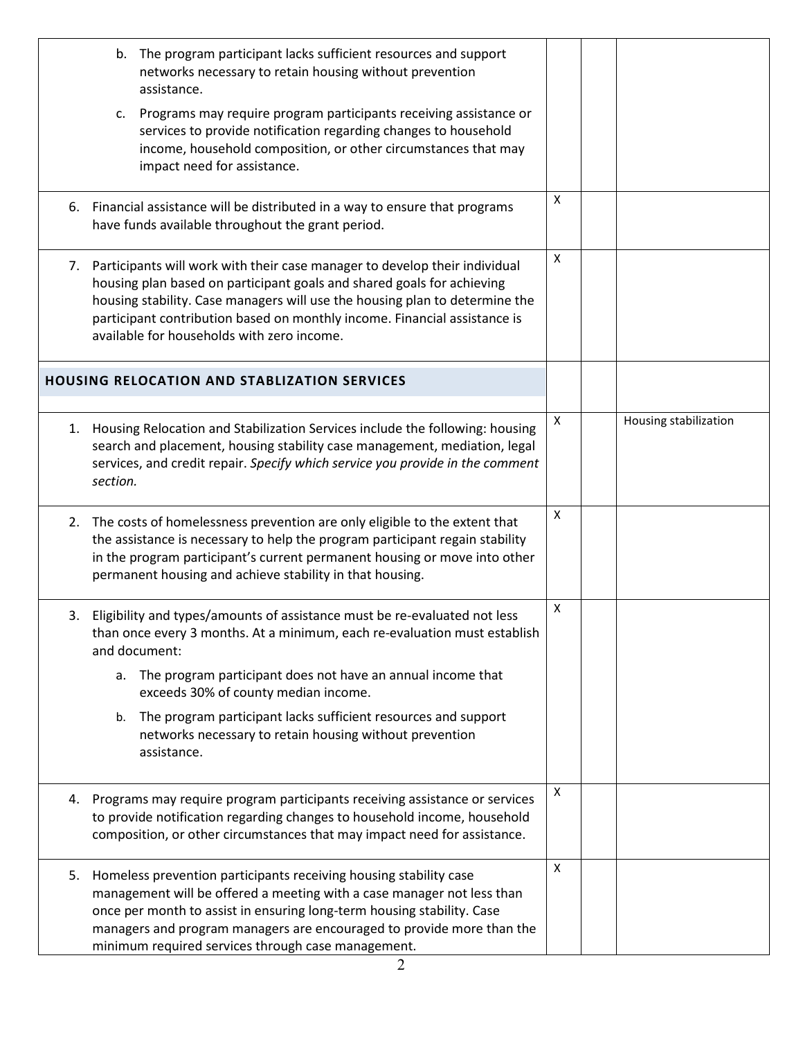| | | | |
|---|---|---|---|
| b. The program participant lacks sufficient resources and support networks necessary to retain housing without prevention assistance.<br>c. Programs may require program participants receiving assistance or services to provide notification regarding changes to household income, household composition, or other circumstances that may impact need for assistance. | | | |
| 6. Financial assistance will be distributed in a way to ensure that programs have funds available throughout the grant period. | X | | |
| 7. Participants will work with their case manager to develop their individual housing plan based on participant goals and shared goals for achieving housing stability. Case managers will use the housing plan to determine the participant contribution based on monthly income. Financial assistance is available for households with zero income. | X | | |
| **HOUSING RELOCATION AND STABLIZATION SERVICES** | | | |
| 1. Housing Relocation and Stabilization Services include the following: housing search and placement, housing stability case management, mediation, legal services, and credit repair. *Specify which service you provide in the comment section.* | X | | Housing stabilization |
| 2. The costs of homelessness prevention are only eligible to the extent that the assistance is necessary to help the program participant regain stability in the program participant's current permanent housing or move into other permanent housing and achieve stability in that housing. | X | | |
| 3. Eligibility and types/amounts of assistance must be re-evaluated not less than once every 3 months. At a minimum, each re-evaluation must establish and document:<br>a. The program participant does not have an annual income that exceeds 30% of county median income.<br>b. The program participant lacks sufficient resources and support networks necessary to retain housing without prevention assistance. | X | | |
| 4. Programs may require program participants receiving assistance or services to provide notification regarding changes to household income, household composition, or other circumstances that may impact need for assistance. | X | | |
| 5. Homeless prevention participants receiving housing stability case management will be offered a meeting with a case manager not less than once per month to assist in ensuring long-term housing stability. Case managers and program managers are encouraged to provide more than the minimum required services through case management. | X | | |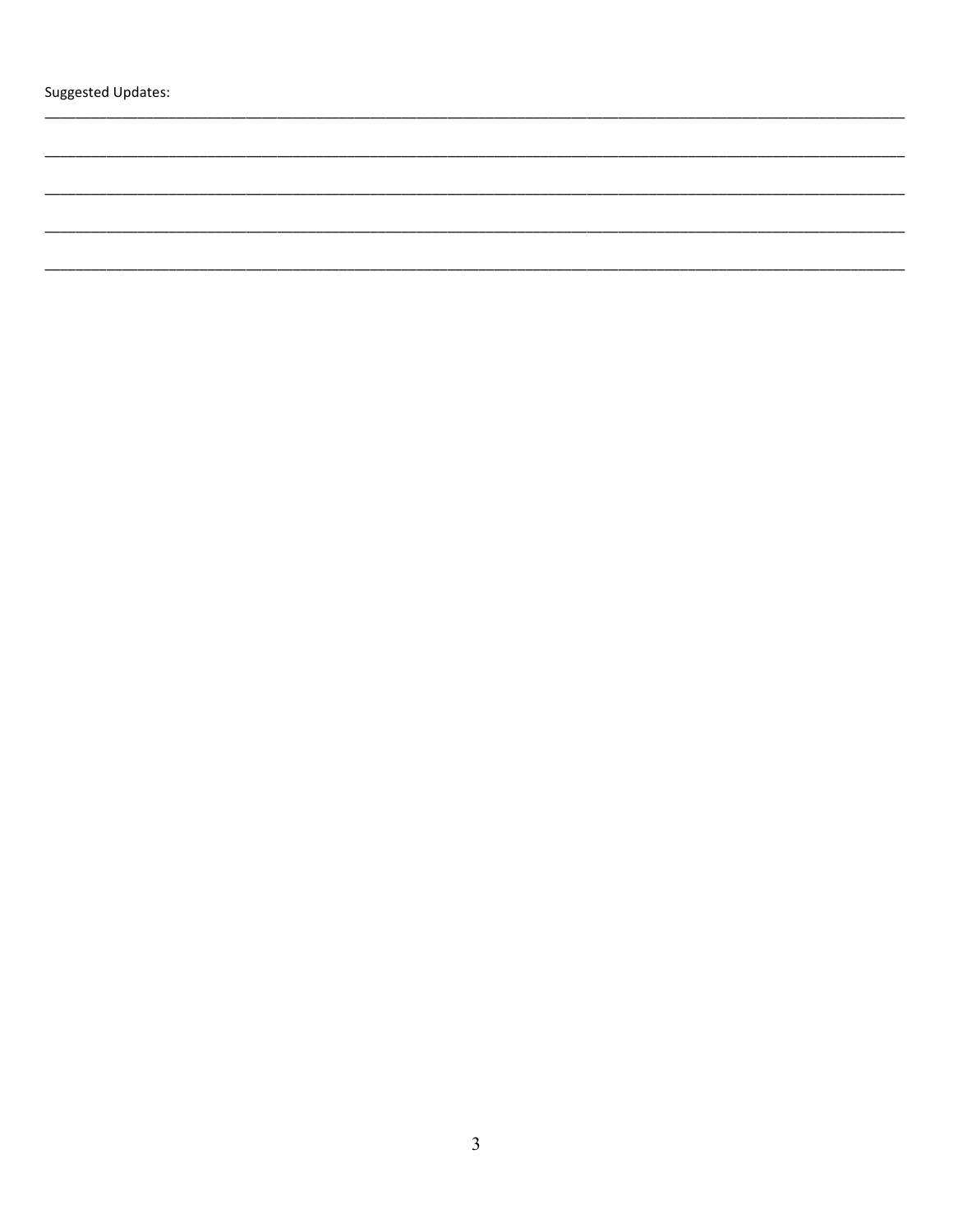Suggested Updates:

\_\_\_\_\_\_\_\_\_\_\_\_\_\_\_\_\_\_\_\_\_\_\_\_\_\_\_\_\_\_\_\_\_\_\_\_\_\_\_\_\_\_\_\_\_\_\_\_\_\_\_\_\_\_\_\_\_\_\_\_\_\_\_\_\_\_\_\_\_\_\_\_\_\_\_\_\_\_

\_\_\_\_\_\_\_\_\_\_\_\_\_\_\_\_\_\_\_\_\_\_\_\_\_\_\_\_\_\_\_\_\_\_\_\_\_\_\_\_\_\_\_\_\_\_\_\_\_\_\_\_\_\_\_\_\_\_\_\_\_\_\_\_\_\_\_\_\_\_\_\_\_\_\_\_\_\_

\_\_\_\_\_\_\_\_\_\_\_\_\_\_\_\_\_\_\_\_\_\_\_\_\_\_\_\_\_\_\_\_\_\_\_\_\_\_\_\_\_\_\_\_\_\_\_\_\_\_\_\_\_\_\_\_\_\_\_\_\_\_\_\_\_\_\_\_\_\_\_\_\_\_\_\_\_\_

\_\_\_\_\_\_\_\_\_\_\_\_\_\_\_\_\_\_\_\_\_\_\_\_\_\_\_\_\_\_\_\_\_\_\_\_\_\_\_\_\_\_\_\_\_\_\_\_\_\_\_\_\_\_\_\_\_\_\_\_\_\_\_\_\_\_\_\_\_\_\_\_\_\_\_\_\_\_

\_\_\_\_\_\_\_\_\_\_\_\_\_\_\_\_\_\_\_\_\_\_\_\_\_\_\_\_\_\_\_\_\_\_\_\_\_\_\_\_\_\_\_\_\_\_\_\_\_\_\_\_\_\_\_\_\_\_\_\_\_\_\_\_\_\_\_\_\_\_\_\_\_\_\_\_\_\_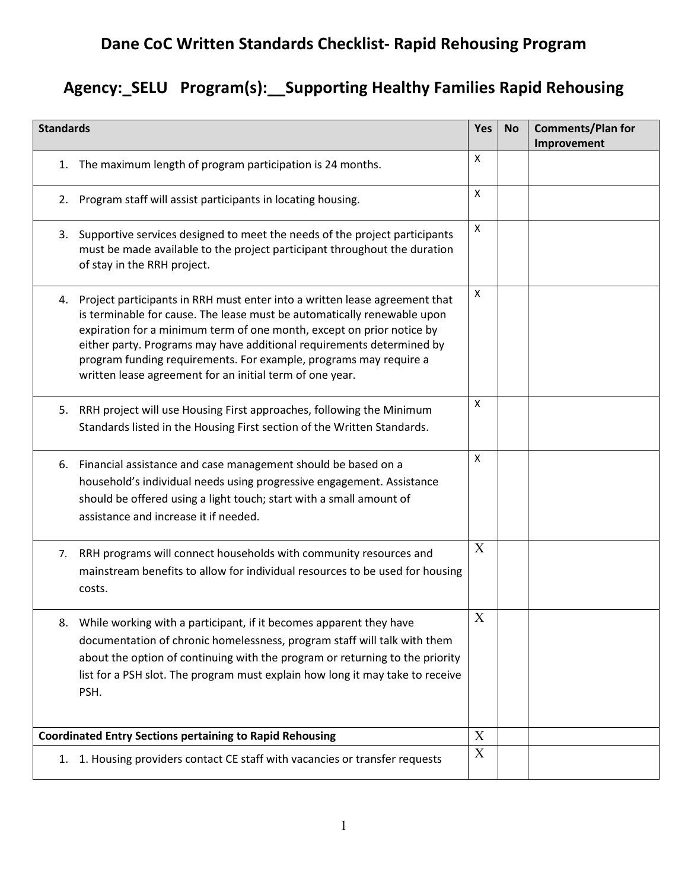# Dane CoC Written Standards Checklist- Rapid Rehousing Program

## Agency:_SELU   Program(s):__Supporting Healthy Families Rapid Rehousing

| Standards | Yes | No | Comments/Plan for Improvement |
|---|---|---|---|
| 1. The maximum length of program participation is 24 months. | X | | |
| 2. Program staff will assist participants in locating housing. | X | | |
| 3. Supportive services designed to meet the needs of the project participants must be made available to the project participant throughout the duration of stay in the RRH project. | X | | |
| 4. Project participants in RRH must enter into a written lease agreement that is terminable for cause. The lease must be automatically renewable upon expiration for a minimum term of one month, except on prior notice by either party. Programs may have additional requirements determined by program funding requirements. For example, programs may require a written lease agreement for an initial term of one year. | X | | |
| 5. RRH project will use Housing First approaches, following the Minimum Standards listed in the Housing First section of the Written Standards. | X | | |
| 6. Financial assistance and case management should be based on a household's individual needs using progressive engagement. Assistance should be offered using a light touch; start with a small amount of assistance and increase it if needed. | X | | |
| 7. RRH programs will connect households with community resources and mainstream benefits to allow for individual resources to be used for housing costs. | X | | |
| 8. While working with a participant, if it becomes apparent they have documentation of chronic homelessness, program staff will talk with them about the option of continuing with the program or returning to the priority list for a PSH slot. The program must explain how long it may take to receive PSH. | X | | |
| **Coordinated Entry Sections pertaining to Rapid Rehousing** | X | | |
| 1. 1. Housing providers contact CE staff with vacancies or transfer requests | X | | |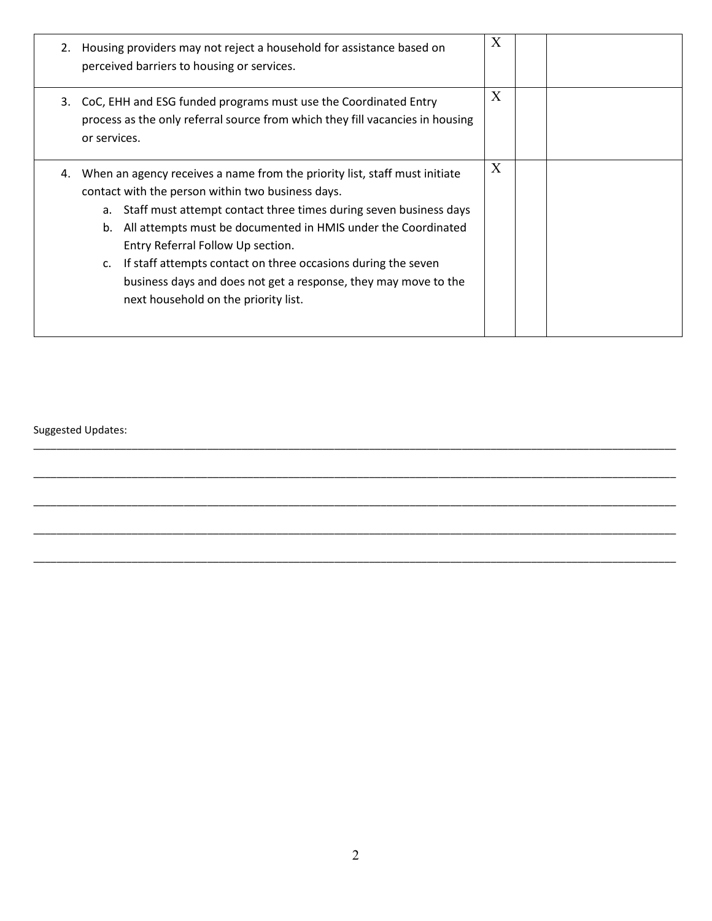| | | | |
|---|---|---|---|
| 2. Housing providers may not reject a household for assistance based on perceived barriers to housing or services. | X | | |
| 3. CoC, EHH and ESG funded programs must use the Coordinated Entry process as the only referral source from which they fill vacancies in housing or services. | X | | |
| 4. When an agency receives a name from the priority list, staff must initiate contact with the person within two business days.<br>a. Staff must attempt contact three times during seven business days<br>b. All attempts must be documented in HMIS under the Coordinated Entry Referral Follow Up section.<br>c. If staff attempts contact on three occasions during the seven business days and does not get a response, they may move to the next household on the priority list. | X | | |

Suggested Updates:
______________________________________________________________________________

______________________________________________________________________________

______________________________________________________________________________

______________________________________________________________________________

______________________________________________________________________________